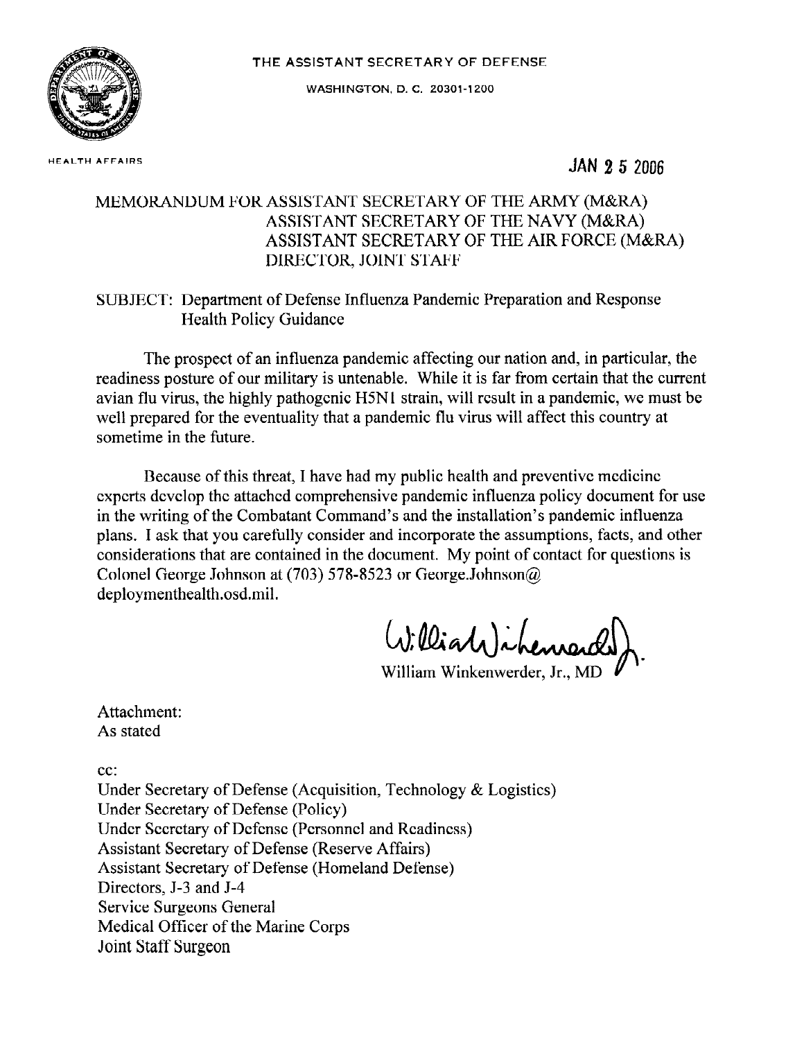THE ASSISTANT SECRETARY OF DEFENSE

WASHINGTON, D. C. 20301-1200

HEALTH AFFAIRS

JAN 25 2006

MEMORANDUM FOR ASSISTANT SECRETARY OF THE ARMY (M&RA)
ASSISTANT SECRETARY OF THE NAVY (M&RA)
ASSISTANT SECRETARY OF THE AIR FORCE (M&RA)
DIRECTOR, JOINT STAFF

SUBJECT: Department of Defense Influenza Pandemic Preparation and Response Health Policy Guidance

The prospect of an influenza pandemic affecting our nation and, in particular, the readiness posture of our military is untenable. While it is far from certain that the current avian flu virus, the highly pathogenic H5N1 strain, will result in a pandemic, we must be well prepared for the eventuality that a pandemic flu virus will affect this country at sometime in the future.

Because of this threat, I have had my public health and preventive medicine experts develop the attached comprehensive pandemic influenza policy document for use in the writing of the Combatant Command's and the installation's pandemic influenza plans. I ask that you carefully consider and incorporate the assumptions, facts, and other considerations that are contained in the document. My point of contact for questions is Colonel George Johnson at (703) 578-8523 or George.Johnson@ deploymenthealth.osd.mil.

William Winkenwerder, Jr., MD

Attachment:
As stated

cc:
Under Secretary of Defense (Acquisition, Technology & Logistics)
Under Secretary of Defense (Policy)
Under Secretary of Defense (Personnel and Readiness)
Assistant Secretary of Defense (Reserve Affairs)
Assistant Secretary of Defense (Homeland Defense)
Directors, J-3 and J-4
Service Surgeons General
Medical Officer of the Marine Corps
Joint Staff Surgeon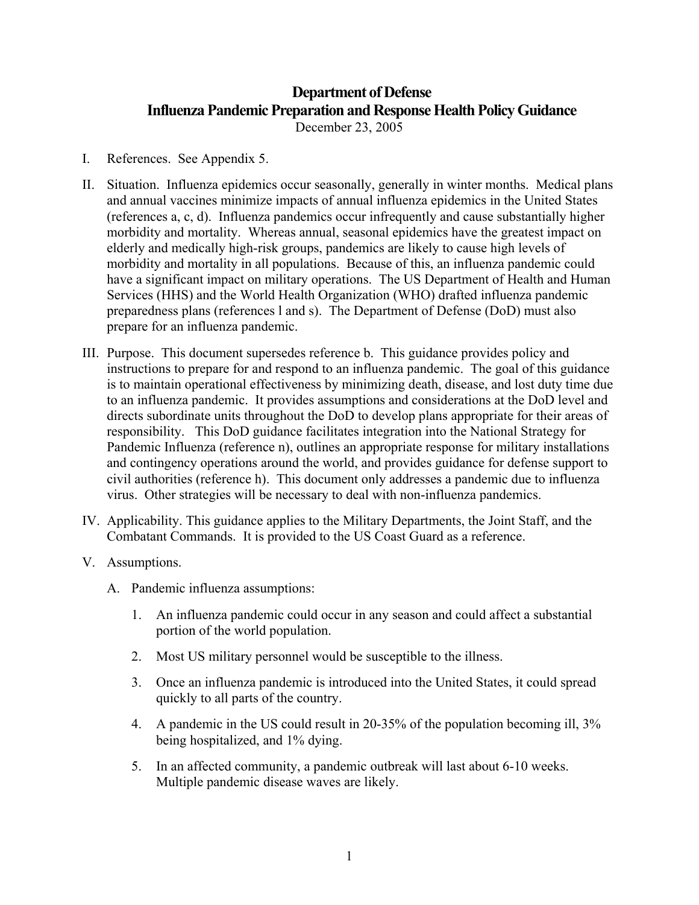# Department of Defense
# Influenza Pandemic Preparation and Response Health Policy Guidance

December 23, 2005

I. References. See Appendix 5.

II. Situation. Influenza epidemics occur seasonally, generally in winter months. Medical plans and annual vaccines minimize impacts of annual influenza epidemics in the United States (references a, c, d). Influenza pandemics occur infrequently and cause substantially higher morbidity and mortality. Whereas annual, seasonal epidemics have the greatest impact on elderly and medically high-risk groups, pandemics are likely to cause high levels of morbidity and mortality in all populations. Because of this, an influenza pandemic could have a significant impact on military operations. The US Department of Health and Human Services (HHS) and the World Health Organization (WHO) drafted influenza pandemic preparedness plans (references l and s). The Department of Defense (DoD) must also prepare for an influenza pandemic.

III. Purpose. This document supersedes reference b. This guidance provides policy and instructions to prepare for and respond to an influenza pandemic. The goal of this guidance is to maintain operational effectiveness by minimizing death, disease, and lost duty time due to an influenza pandemic. It provides assumptions and considerations at the DoD level and directs subordinate units throughout the DoD to develop plans appropriate for their areas of responsibility. This DoD guidance facilitates integration into the National Strategy for Pandemic Influenza (reference n), outlines an appropriate response for military installations and contingency operations around the world, and provides guidance for defense support to civil authorities (reference h). This document only addresses a pandemic due to influenza virus. Other strategies will be necessary to deal with non-influenza pandemics.

IV. Applicability. This guidance applies to the Military Departments, the Joint Staff, and the Combatant Commands. It is provided to the US Coast Guard as a reference.

V. Assumptions.

   A. Pandemic influenza assumptions:

      1. An influenza pandemic could occur in any season and could affect a substantial portion of the world population.

      2. Most US military personnel would be susceptible to the illness.

      3. Once an influenza pandemic is introduced into the United States, it could spread quickly to all parts of the country.

      4. A pandemic in the US could result in 20-35% of the population becoming ill, 3% being hospitalized, and 1% dying.

      5. In an affected community, a pandemic outbreak will last about 6-10 weeks. Multiple pandemic disease waves are likely.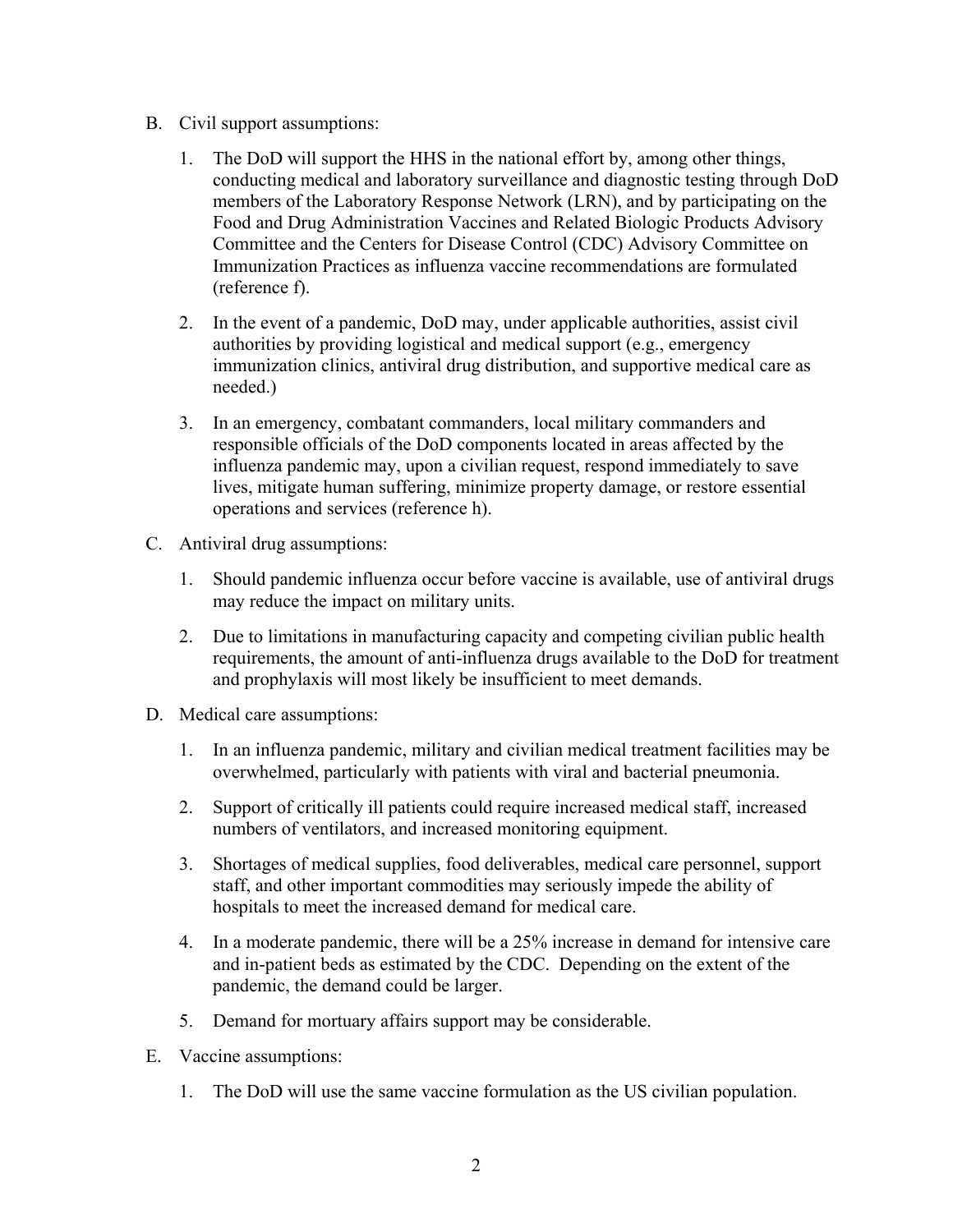B. Civil support assumptions:

   1. The DoD will support the HHS in the national effort by, among other things, conducting medical and laboratory surveillance and diagnostic testing through DoD members of the Laboratory Response Network (LRN), and by participating on the Food and Drug Administration Vaccines and Related Biologic Products Advisory Committee and the Centers for Disease Control (CDC) Advisory Committee on Immunization Practices as influenza vaccine recommendations are formulated (reference f).

   2. In the event of a pandemic, DoD may, under applicable authorities, assist civil authorities by providing logistical and medical support (e.g., emergency immunization clinics, antiviral drug distribution, and supportive medical care as needed.)

   3. In an emergency, combatant commanders, local military commanders and responsible officials of the DoD components located in areas affected by the influenza pandemic may, upon a civilian request, respond immediately to save lives, mitigate human suffering, minimize property damage, or restore essential operations and services (reference h).

C. Antiviral drug assumptions:

   1. Should pandemic influenza occur before vaccine is available, use of antiviral drugs may reduce the impact on military units.

   2. Due to limitations in manufacturing capacity and competing civilian public health requirements, the amount of anti-influenza drugs available to the DoD for treatment and prophylaxis will most likely be insufficient to meet demands.

D. Medical care assumptions:

   1. In an influenza pandemic, military and civilian medical treatment facilities may be overwhelmed, particularly with patients with viral and bacterial pneumonia.

   2. Support of critically ill patients could require increased medical staff, increased numbers of ventilators, and increased monitoring equipment.

   3. Shortages of medical supplies, food deliverables, medical care personnel, support staff, and other important commodities may seriously impede the ability of hospitals to meet the increased demand for medical care.

   4. In a moderate pandemic, there will be a 25% increase in demand for intensive care and in-patient beds as estimated by the CDC. Depending on the extent of the pandemic, the demand could be larger.

   5. Demand for mortuary affairs support may be considerable.

E. Vaccine assumptions:

   1. The DoD will use the same vaccine formulation as the US civilian population.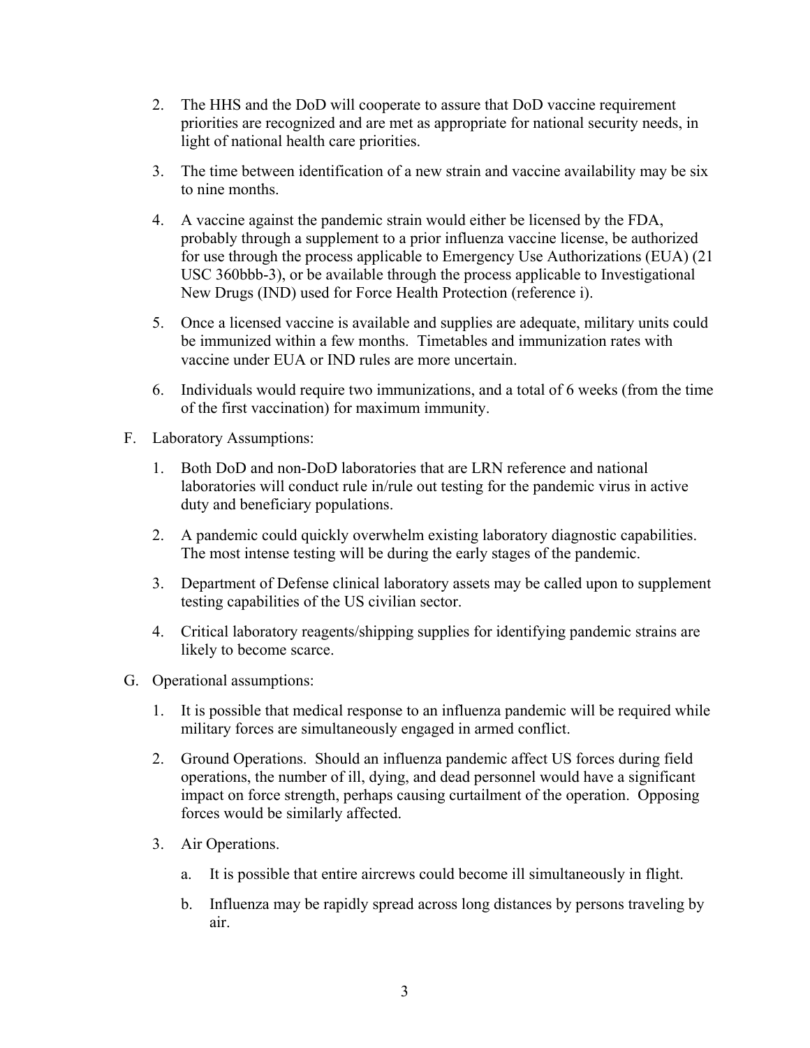2. The HHS and the DoD will cooperate to assure that DoD vaccine requirement priorities are recognized and are met as appropriate for national security needs, in light of national health care priorities.

3. The time between identification of a new strain and vaccine availability may be six to nine months.

4. A vaccine against the pandemic strain would either be licensed by the FDA, probably through a supplement to a prior influenza vaccine license, be authorized for use through the process applicable to Emergency Use Authorizations (EUA) (21 USC 360bbb-3), or be available through the process applicable to Investigational New Drugs (IND) used for Force Health Protection (reference i).

5. Once a licensed vaccine is available and supplies are adequate, military units could be immunized within a few months. Timetables and immunization rates with vaccine under EUA or IND rules are more uncertain.

6. Individuals would require two immunizations, and a total of 6 weeks (from the time of the first vaccination) for maximum immunity.

F. Laboratory Assumptions:

1. Both DoD and non-DoD laboratories that are LRN reference and national laboratories will conduct rule in/rule out testing for the pandemic virus in active duty and beneficiary populations.

2. A pandemic could quickly overwhelm existing laboratory diagnostic capabilities. The most intense testing will be during the early stages of the pandemic.

3. Department of Defense clinical laboratory assets may be called upon to supplement testing capabilities of the US civilian sector.

4. Critical laboratory reagents/shipping supplies for identifying pandemic strains are likely to become scarce.

G. Operational assumptions:

1. It is possible that medical response to an influenza pandemic will be required while military forces are simultaneously engaged in armed conflict.

2. Ground Operations. Should an influenza pandemic affect US forces during field operations, the number of ill, dying, and dead personnel would have a significant impact on force strength, perhaps causing curtailment of the operation. Opposing forces would be similarly affected.

3. Air Operations.

   a. It is possible that entire aircrews could become ill simultaneously in flight.

   b. Influenza may be rapidly spread across long distances by persons traveling by air.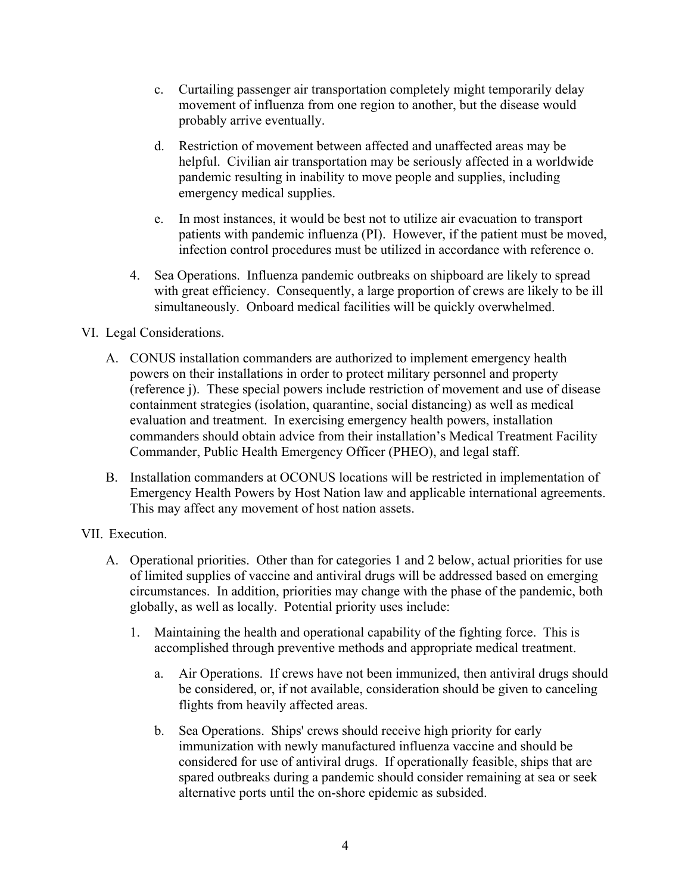c. Curtailing passenger air transportation completely might temporarily delay movement of influenza from one region to another, but the disease would probably arrive eventually.

d. Restriction of movement between affected and unaffected areas may be helpful. Civilian air transportation may be seriously affected in a worldwide pandemic resulting in inability to move people and supplies, including emergency medical supplies.

e. In most instances, it would be best not to utilize air evacuation to transport patients with pandemic influenza (PI). However, if the patient must be moved, infection control procedures must be utilized in accordance with reference o.

4. Sea Operations. Influenza pandemic outbreaks on shipboard are likely to spread with great efficiency. Consequently, a large proportion of crews are likely to be ill simultaneously. Onboard medical facilities will be quickly overwhelmed.

VI. Legal Considerations.

A. CONUS installation commanders are authorized to implement emergency health powers on their installations in order to protect military personnel and property (reference j). These special powers include restriction of movement and use of disease containment strategies (isolation, quarantine, social distancing) as well as medical evaluation and treatment. In exercising emergency health powers, installation commanders should obtain advice from their installation's Medical Treatment Facility Commander, Public Health Emergency Officer (PHEO), and legal staff.

B. Installation commanders at OCONUS locations will be restricted in implementation of Emergency Health Powers by Host Nation law and applicable international agreements. This may affect any movement of host nation assets.

VII. Execution.

A. Operational priorities. Other than for categories 1 and 2 below, actual priorities for use of limited supplies of vaccine and antiviral drugs will be addressed based on emerging circumstances. In addition, priorities may change with the phase of the pandemic, both globally, as well as locally. Potential priority uses include:

1. Maintaining the health and operational capability of the fighting force. This is accomplished through preventive methods and appropriate medical treatment.

   a. Air Operations. If crews have not been immunized, then antiviral drugs should be considered, or, if not available, consideration should be given to canceling flights from heavily affected areas.

   b. Sea Operations. Ships' crews should receive high priority for early immunization with newly manufactured influenza vaccine and should be considered for use of antiviral drugs. If operationally feasible, ships that are spared outbreaks during a pandemic should consider remaining at sea or seek alternative ports until the on-shore epidemic as subsided.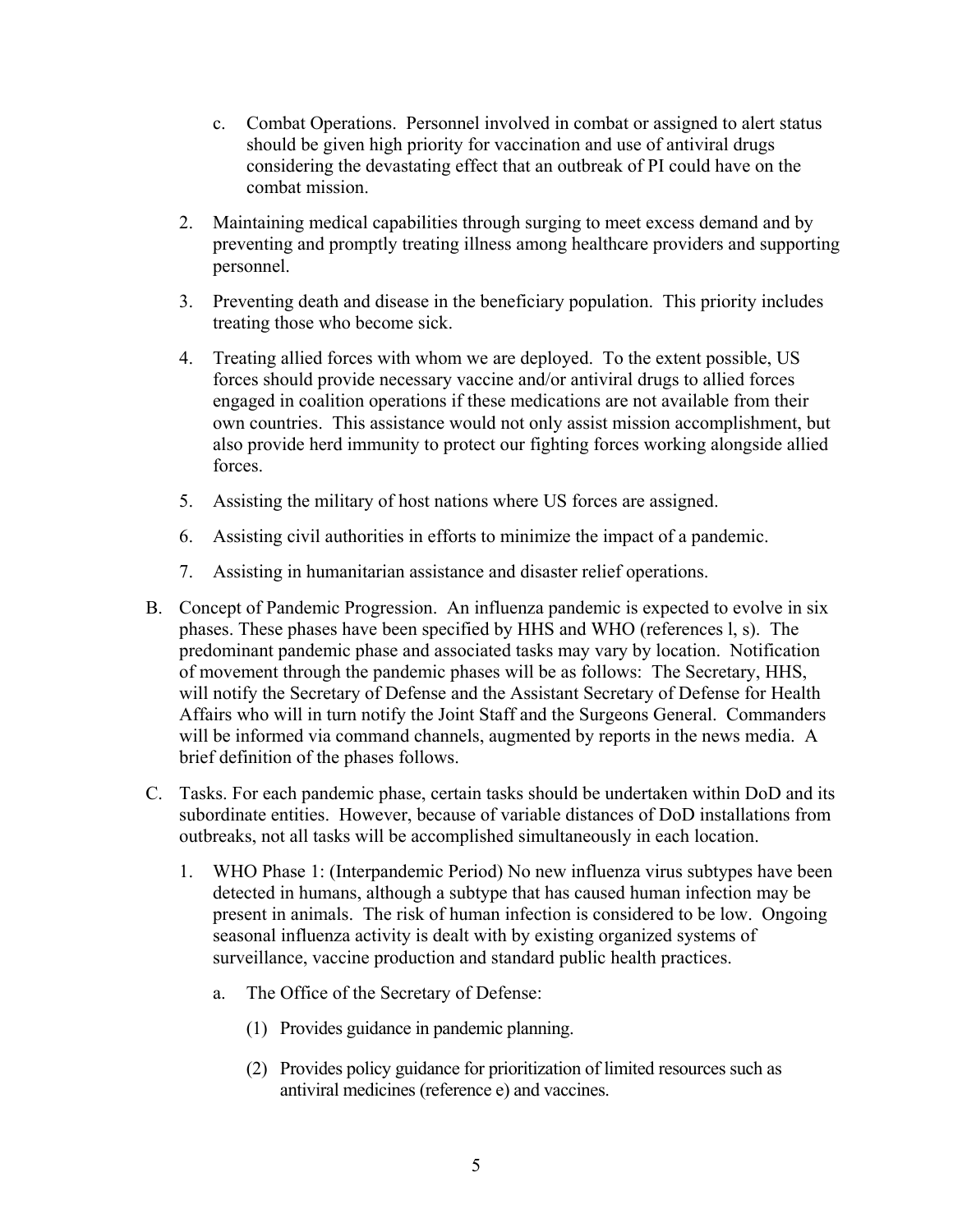c. Combat Operations. Personnel involved in combat or assigned to alert status should be given high priority for vaccination and use of antiviral drugs considering the devastating effect that an outbreak of PI could have on the combat mission.

2. Maintaining medical capabilities through surging to meet excess demand and by preventing and promptly treating illness among healthcare providers and supporting personnel.

3. Preventing death and disease in the beneficiary population. This priority includes treating those who become sick.

4. Treating allied forces with whom we are deployed. To the extent possible, US forces should provide necessary vaccine and/or antiviral drugs to allied forces engaged in coalition operations if these medications are not available from their own countries. This assistance would not only assist mission accomplishment, but also provide herd immunity to protect our fighting forces working alongside allied forces.

5. Assisting the military of host nations where US forces are assigned.

6. Assisting civil authorities in efforts to minimize the impact of a pandemic.

7. Assisting in humanitarian assistance and disaster relief operations.

B. Concept of Pandemic Progression. An influenza pandemic is expected to evolve in six phases. These phases have been specified by HHS and WHO (references l, s). The predominant pandemic phase and associated tasks may vary by location. Notification of movement through the pandemic phases will be as follows: The Secretary, HHS, will notify the Secretary of Defense and the Assistant Secretary of Defense for Health Affairs who will in turn notify the Joint Staff and the Surgeons General. Commanders will be informed via command channels, augmented by reports in the news media. A brief definition of the phases follows.

C. Tasks. For each pandemic phase, certain tasks should be undertaken within DoD and its subordinate entities. However, because of variable distances of DoD installations from outbreaks, not all tasks will be accomplished simultaneously in each location.

1. WHO Phase 1: (Interpandemic Period) No new influenza virus subtypes have been detected in humans, although a subtype that has caused human infection may be present in animals. The risk of human infection is considered to be low. Ongoing seasonal influenza activity is dealt with by existing organized systems of surveillance, vaccine production and standard public health practices.

a. The Office of the Secretary of Defense:

(1) Provides guidance in pandemic planning.

(2) Provides policy guidance for prioritization of limited resources such as antiviral medicines (reference e) and vaccines.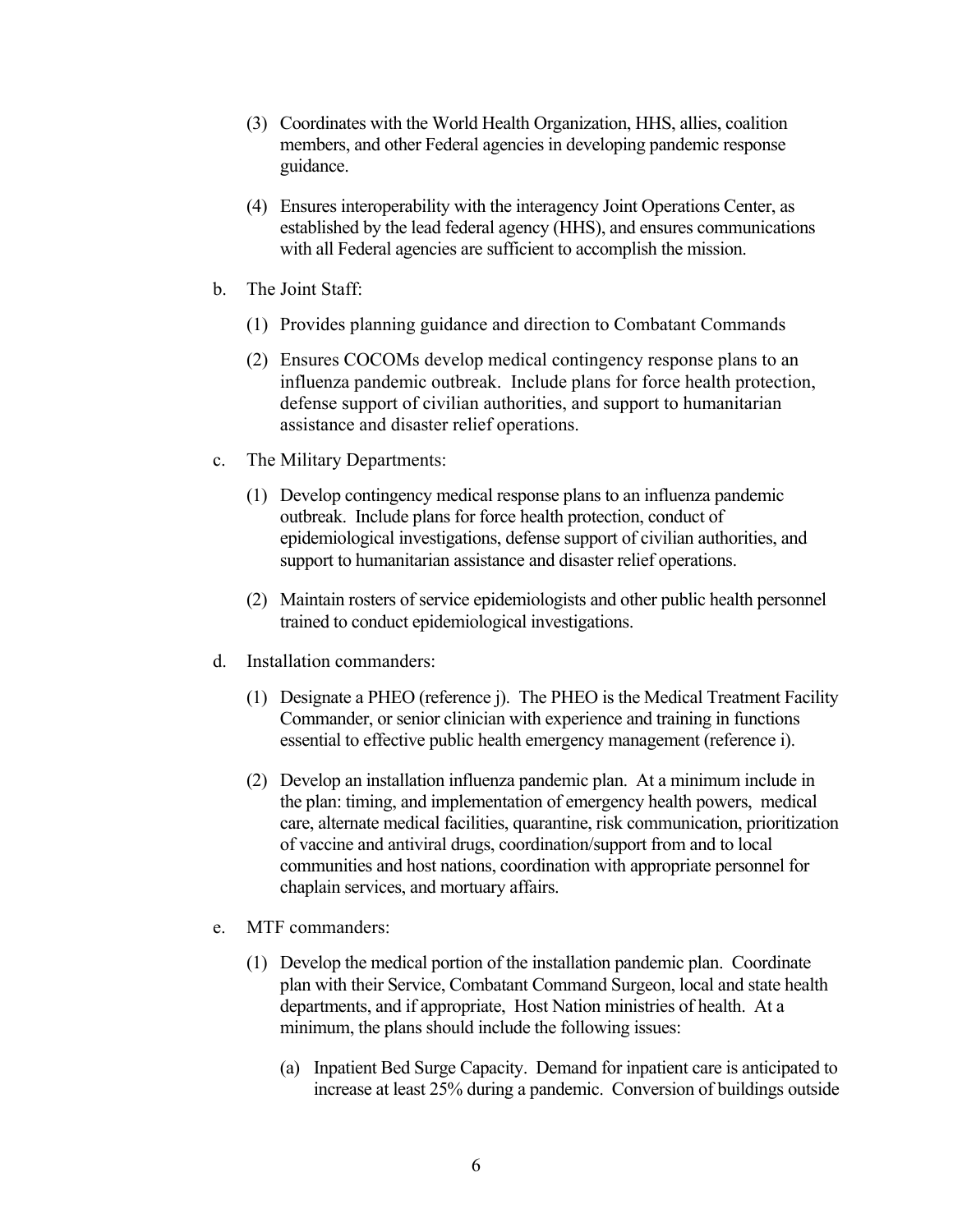(3) Coordinates with the World Health Organization, HHS, allies, coalition members, and other Federal agencies in developing pandemic response guidance.

(4) Ensures interoperability with the interagency Joint Operations Center, as established by the lead federal agency (HHS), and ensures communications with all Federal agencies are sufficient to accomplish the mission.

b. The Joint Staff:

(1) Provides planning guidance and direction to Combatant Commands

(2) Ensures COCOMs develop medical contingency response plans to an influenza pandemic outbreak. Include plans for force health protection, defense support of civilian authorities, and support to humanitarian assistance and disaster relief operations.

c. The Military Departments:

(1) Develop contingency medical response plans to an influenza pandemic outbreak. Include plans for force health protection, conduct of epidemiological investigations, defense support of civilian authorities, and support to humanitarian assistance and disaster relief operations.

(2) Maintain rosters of service epidemiologists and other public health personnel trained to conduct epidemiological investigations.

d. Installation commanders:

(1) Designate a PHEO (reference j). The PHEO is the Medical Treatment Facility Commander, or senior clinician with experience and training in functions essential to effective public health emergency management (reference i).

(2) Develop an installation influenza pandemic plan. At a minimum include in the plan: timing, and implementation of emergency health powers, medical care, alternate medical facilities, quarantine, risk communication, prioritization of vaccine and antiviral drugs, coordination/support from and to local communities and host nations, coordination with appropriate personnel for chaplain services, and mortuary affairs.

e. MTF commanders:

(1) Develop the medical portion of the installation pandemic plan. Coordinate plan with their Service, Combatant Command Surgeon, local and state health departments, and if appropriate, Host Nation ministries of health. At a minimum, the plans should include the following issues:

(a) Inpatient Bed Surge Capacity. Demand for inpatient care is anticipated to increase at least 25% during a pandemic. Conversion of buildings outside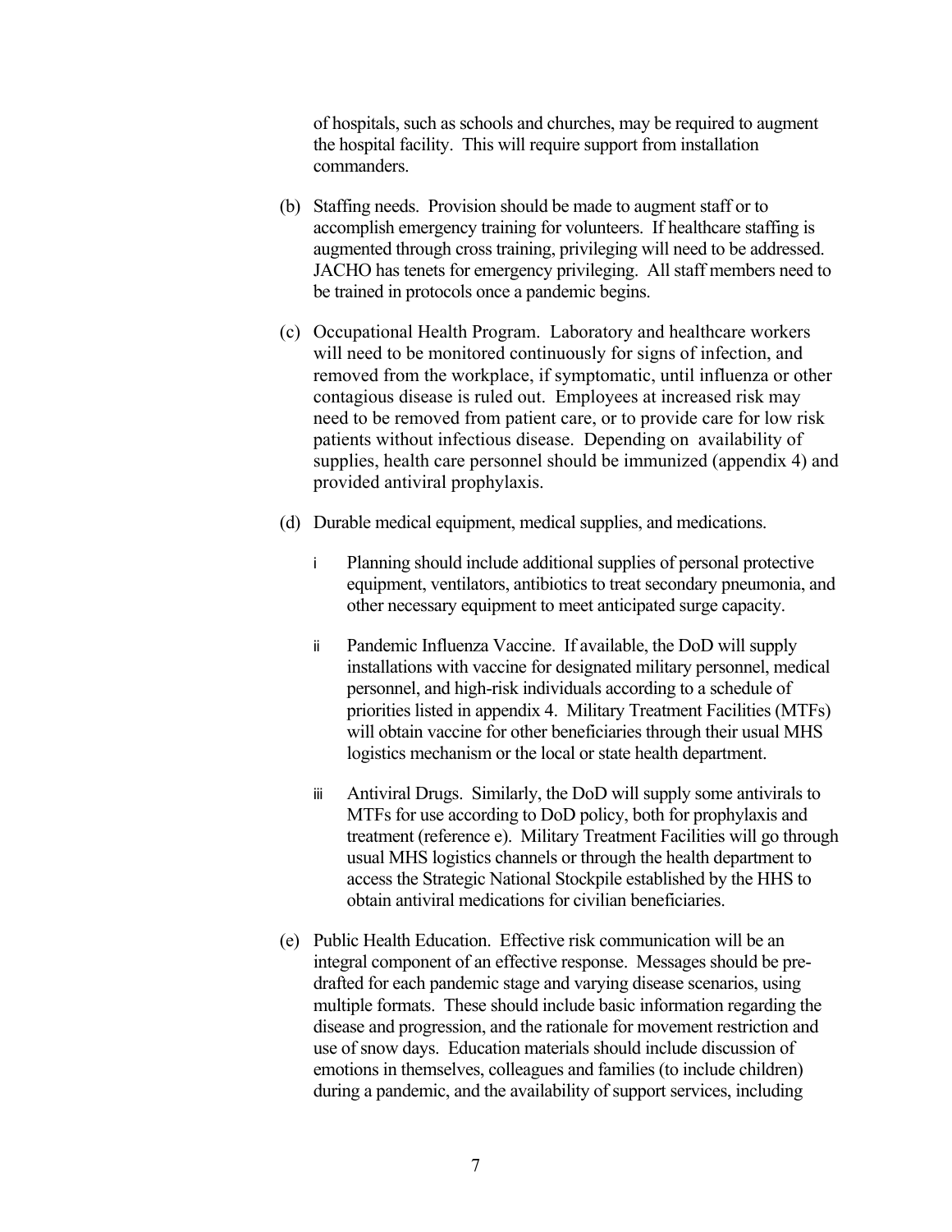of hospitals, such as schools and churches, may be required to augment the hospital facility. This will require support from installation commanders.

(b) Staffing needs. Provision should be made to augment staff or to accomplish emergency training for volunteers. If healthcare staffing is augmented through cross training, privileging will need to be addressed. JACHO has tenets for emergency privileging. All staff members need to be trained in protocols once a pandemic begins.

(c) Occupational Health Program. Laboratory and healthcare workers will need to be monitored continuously for signs of infection, and removed from the workplace, if symptomatic, until influenza or other contagious disease is ruled out. Employees at increased risk may need to be removed from patient care, or to provide care for low risk patients without infectious disease. Depending on availability of supplies, health care personnel should be immunized (appendix 4) and provided antiviral prophylaxis.

(d) Durable medical equipment, medical supplies, and medications.

i Planning should include additional supplies of personal protective equipment, ventilators, antibiotics to treat secondary pneumonia, and other necessary equipment to meet anticipated surge capacity.

ii Pandemic Influenza Vaccine. If available, the DoD will supply installations with vaccine for designated military personnel, medical personnel, and high-risk individuals according to a schedule of priorities listed in appendix 4. Military Treatment Facilities (MTFs) will obtain vaccine for other beneficiaries through their usual MHS logistics mechanism or the local or state health department.

iii Antiviral Drugs. Similarly, the DoD will supply some antivirals to MTFs for use according to DoD policy, both for prophylaxis and treatment (reference e). Military Treatment Facilities will go through usual MHS logistics channels or through the health department to access the Strategic National Stockpile established by the HHS to obtain antiviral medications for civilian beneficiaries.

(e) Public Health Education. Effective risk communication will be an integral component of an effective response. Messages should be pre-drafted for each pandemic stage and varying disease scenarios, using multiple formats. These should include basic information regarding the disease and progression, and the rationale for movement restriction and use of snow days. Education materials should include discussion of emotions in themselves, colleagues and families (to include children) during a pandemic, and the availability of support services, including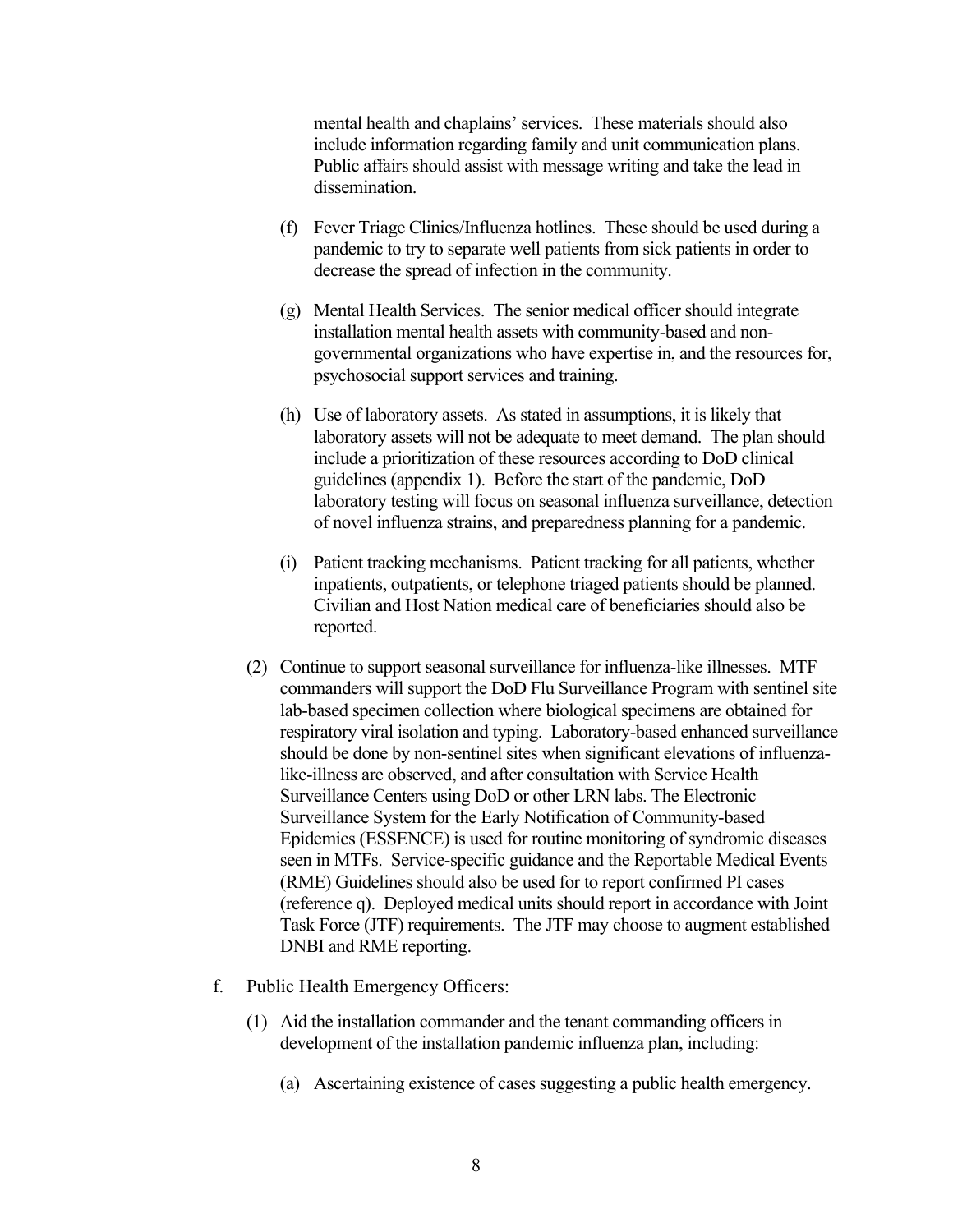mental health and chaplains' services. These materials should also include information regarding family and unit communication plans. Public affairs should assist with message writing and take the lead in dissemination.

(f) Fever Triage Clinics/Influenza hotlines. These should be used during a pandemic to try to separate well patients from sick patients in order to decrease the spread of infection in the community.

(g) Mental Health Services. The senior medical officer should integrate installation mental health assets with community-based and non-governmental organizations who have expertise in, and the resources for, psychosocial support services and training.

(h) Use of laboratory assets. As stated in assumptions, it is likely that laboratory assets will not be adequate to meet demand. The plan should include a prioritization of these resources according to DoD clinical guidelines (appendix 1). Before the start of the pandemic, DoD laboratory testing will focus on seasonal influenza surveillance, detection of novel influenza strains, and preparedness planning for a pandemic.

(i) Patient tracking mechanisms. Patient tracking for all patients, whether inpatients, outpatients, or telephone triaged patients should be planned. Civilian and Host Nation medical care of beneficiaries should also be reported.

(2) Continue to support seasonal surveillance for influenza-like illnesses. MTF commanders will support the DoD Flu Surveillance Program with sentinel site lab-based specimen collection where biological specimens are obtained for respiratory viral isolation and typing. Laboratory-based enhanced surveillance should be done by non-sentinel sites when significant elevations of influenza-like-illness are observed, and after consultation with Service Health Surveillance Centers using DoD or other LRN labs. The Electronic Surveillance System for the Early Notification of Community-based Epidemics (ESSENCE) is used for routine monitoring of syndromic diseases seen in MTFs. Service-specific guidance and the Reportable Medical Events (RME) Guidelines should also be used for to report confirmed PI cases (reference q). Deployed medical units should report in accordance with Joint Task Force (JTF) requirements. The JTF may choose to augment established DNBI and RME reporting.

f. Public Health Emergency Officers:

(1) Aid the installation commander and the tenant commanding officers in development of the installation pandemic influenza plan, including:

(a) Ascertaining existence of cases suggesting a public health emergency.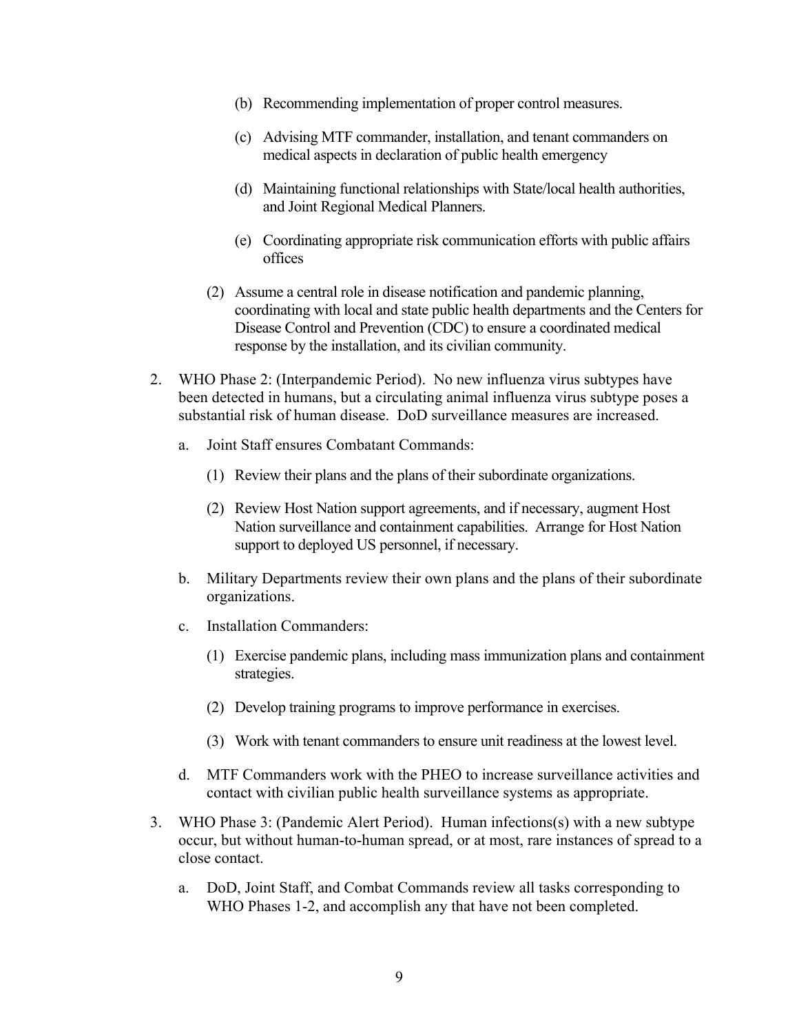(b) Recommending implementation of proper control measures.

(c) Advising MTF commander, installation, and tenant commanders on medical aspects in declaration of public health emergency

(d) Maintaining functional relationships with State/local health authorities, and Joint Regional Medical Planners.

(e) Coordinating appropriate risk communication efforts with public affairs offices

(2) Assume a central role in disease notification and pandemic planning, coordinating with local and state public health departments and the Centers for Disease Control and Prevention (CDC) to ensure a coordinated medical response by the installation, and its civilian community.

2. WHO Phase 2: (Interpandemic Period). No new influenza virus subtypes have been detected in humans, but a circulating animal influenza virus subtype poses a substantial risk of human disease. DoD surveillance measures are increased.

   a. Joint Staff ensures Combatant Commands:

      (1) Review their plans and the plans of their subordinate organizations.

      (2) Review Host Nation support agreements, and if necessary, augment Host Nation surveillance and containment capabilities. Arrange for Host Nation support to deployed US personnel, if necessary.

   b. Military Departments review their own plans and the plans of their subordinate organizations.

   c. Installation Commanders:

      (1) Exercise pandemic plans, including mass immunization plans and containment strategies.

      (2) Develop training programs to improve performance in exercises.

      (3) Work with tenant commanders to ensure unit readiness at the lowest level.

   d. MTF Commanders work with the PHEO to increase surveillance activities and contact with civilian public health surveillance systems as appropriate.

3. WHO Phase 3: (Pandemic Alert Period). Human infections(s) with a new subtype occur, but without human-to-human spread, or at most, rare instances of spread to a close contact.

   a. DoD, Joint Staff, and Combat Commands review all tasks corresponding to WHO Phases 1-2, and accomplish any that have not been completed.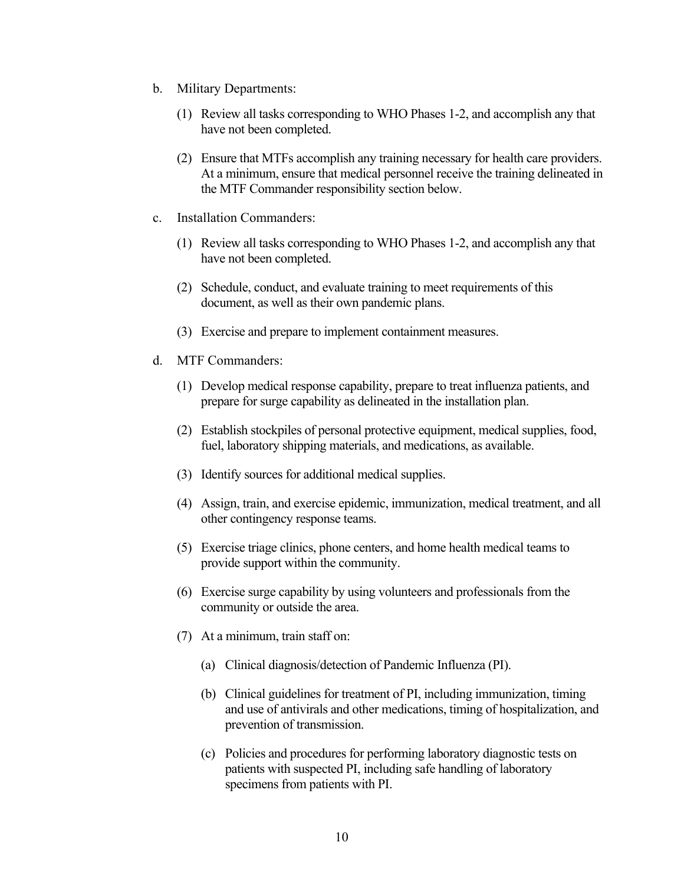b. Military Departments:

   (1) Review all tasks corresponding to WHO Phases 1-2, and accomplish any that have not been completed.

   (2) Ensure that MTFs accomplish any training necessary for health care providers. At a minimum, ensure that medical personnel receive the training delineated in the MTF Commander responsibility section below.

c. Installation Commanders:

   (1) Review all tasks corresponding to WHO Phases 1-2, and accomplish any that have not been completed.

   (2) Schedule, conduct, and evaluate training to meet requirements of this document, as well as their own pandemic plans.

   (3) Exercise and prepare to implement containment measures.

d. MTF Commanders:

   (1) Develop medical response capability, prepare to treat influenza patients, and prepare for surge capability as delineated in the installation plan.

   (2) Establish stockpiles of personal protective equipment, medical supplies, food, fuel, laboratory shipping materials, and medications, as available.

   (3) Identify sources for additional medical supplies.

   (4) Assign, train, and exercise epidemic, immunization, medical treatment, and all other contingency response teams.

   (5) Exercise triage clinics, phone centers, and home health medical teams to provide support within the community.

   (6) Exercise surge capability by using volunteers and professionals from the community or outside the area.

   (7) At a minimum, train staff on:

      (a) Clinical diagnosis/detection of Pandemic Influenza (PI).

      (b) Clinical guidelines for treatment of PI, including immunization, timing and use of antivirals and other medications, timing of hospitalization, and prevention of transmission.

      (c) Policies and procedures for performing laboratory diagnostic tests on patients with suspected PI, including safe handling of laboratory specimens from patients with PI.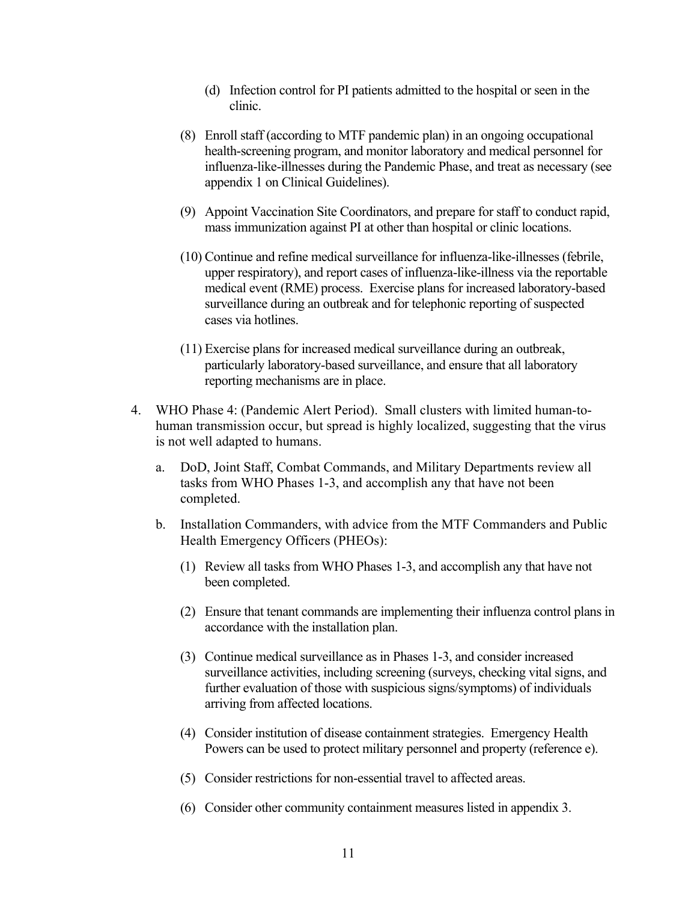(d) Infection control for PI patients admitted to the hospital or seen in the clinic.

(8) Enroll staff (according to MTF pandemic plan) in an ongoing occupational health-screening program, and monitor laboratory and medical personnel for influenza-like-illnesses during the Pandemic Phase, and treat as necessary (see appendix 1 on Clinical Guidelines).

(9) Appoint Vaccination Site Coordinators, and prepare for staff to conduct rapid, mass immunization against PI at other than hospital or clinic locations.

(10) Continue and refine medical surveillance for influenza-like-illnesses (febrile, upper respiratory), and report cases of influenza-like-illness via the reportable medical event (RME) process. Exercise plans for increased laboratory-based surveillance during an outbreak and for telephonic reporting of suspected cases via hotlines.

(11) Exercise plans for increased medical surveillance during an outbreak, particularly laboratory-based surveillance, and ensure that all laboratory reporting mechanisms are in place.

4. WHO Phase 4: (Pandemic Alert Period). Small clusters with limited human-to-human transmission occur, but spread is highly localized, suggesting that the virus is not well adapted to humans.

   a. DoD, Joint Staff, Combat Commands, and Military Departments review all tasks from WHO Phases 1-3, and accomplish any that have not been completed.

   b. Installation Commanders, with advice from the MTF Commanders and Public Health Emergency Officers (PHEOs):

      (1) Review all tasks from WHO Phases 1-3, and accomplish any that have not been completed.

      (2) Ensure that tenant commands are implementing their influenza control plans in accordance with the installation plan.

      (3) Continue medical surveillance as in Phases 1-3, and consider increased surveillance activities, including screening (surveys, checking vital signs, and further evaluation of those with suspicious signs/symptoms) of individuals arriving from affected locations.

      (4) Consider institution of disease containment strategies. Emergency Health Powers can be used to protect military personnel and property (reference e).

      (5) Consider restrictions for non-essential travel to affected areas.

      (6) Consider other community containment measures listed in appendix 3.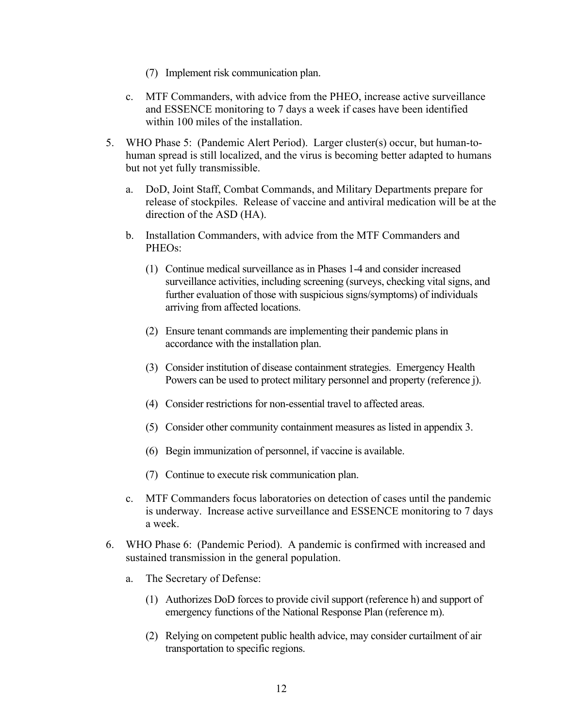(7) Implement risk communication plan.

c. MTF Commanders, with advice from the PHEO, increase active surveillance and ESSENCE monitoring to 7 days a week if cases have been identified within 100 miles of the installation.

5. WHO Phase 5: (Pandemic Alert Period). Larger cluster(s) occur, but human-to-human spread is still localized, and the virus is becoming better adapted to humans but not yet fully transmissible.

   a. DoD, Joint Staff, Combat Commands, and Military Departments prepare for release of stockpiles. Release of vaccine and antiviral medication will be at the direction of the ASD (HA).

   b. Installation Commanders, with advice from the MTF Commanders and PHEOs:

      (1) Continue medical surveillance as in Phases 1-4 and consider increased surveillance activities, including screening (surveys, checking vital signs, and further evaluation of those with suspicious signs/symptoms) of individuals arriving from affected locations.

      (2) Ensure tenant commands are implementing their pandemic plans in accordance with the installation plan.

      (3) Consider institution of disease containment strategies. Emergency Health Powers can be used to protect military personnel and property (reference j).

      (4) Consider restrictions for non-essential travel to affected areas.

      (5) Consider other community containment measures as listed in appendix 3.

      (6) Begin immunization of personnel, if vaccine is available.

      (7) Continue to execute risk communication plan.

   c. MTF Commanders focus laboratories on detection of cases until the pandemic is underway. Increase active surveillance and ESSENCE monitoring to 7 days a week.

6. WHO Phase 6: (Pandemic Period). A pandemic is confirmed with increased and sustained transmission in the general population.

   a. The Secretary of Defense:

      (1) Authorizes DoD forces to provide civil support (reference h) and support of emergency functions of the National Response Plan (reference m).

      (2) Relying on competent public health advice, may consider curtailment of air transportation to specific regions.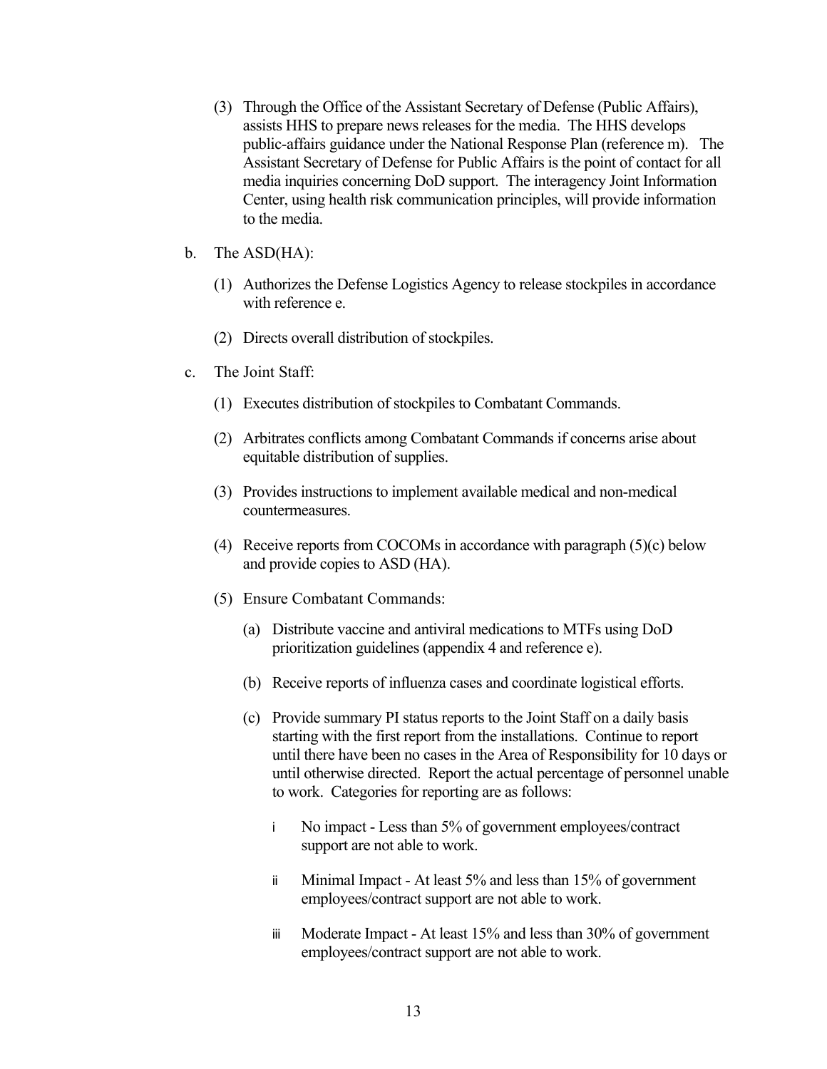(3) Through the Office of the Assistant Secretary of Defense (Public Affairs), assists HHS to prepare news releases for the media. The HHS develops public-affairs guidance under the National Response Plan (reference m). The Assistant Secretary of Defense for Public Affairs is the point of contact for all media inquiries concerning DoD support. The interagency Joint Information Center, using health risk communication principles, will provide information to the media.

b. The ASD(HA):

(1) Authorizes the Defense Logistics Agency to release stockpiles in accordance with reference e.

(2) Directs overall distribution of stockpiles.

c. The Joint Staff:

(1) Executes distribution of stockpiles to Combatant Commands.

(2) Arbitrates conflicts among Combatant Commands if concerns arise about equitable distribution of supplies.

(3) Provides instructions to implement available medical and non-medical countermeasures.

(4) Receive reports from COCOMs in accordance with paragraph (5)(c) below and provide copies to ASD (HA).

(5) Ensure Combatant Commands:

(a) Distribute vaccine and antiviral medications to MTFs using DoD prioritization guidelines (appendix 4 and reference e).

(b) Receive reports of influenza cases and coordinate logistical efforts.

(c) Provide summary PI status reports to the Joint Staff on a daily basis starting with the first report from the installations. Continue to report until there have been no cases in the Area of Responsibility for 10 days or until otherwise directed. Report the actual percentage of personnel unable to work. Categories for reporting are as follows:

i No impact - Less than 5% of government employees/contract support are not able to work.

ii Minimal Impact - At least 5% and less than 15% of government employees/contract support are not able to work.

iii Moderate Impact - At least 15% and less than 30% of government employees/contract support are not able to work.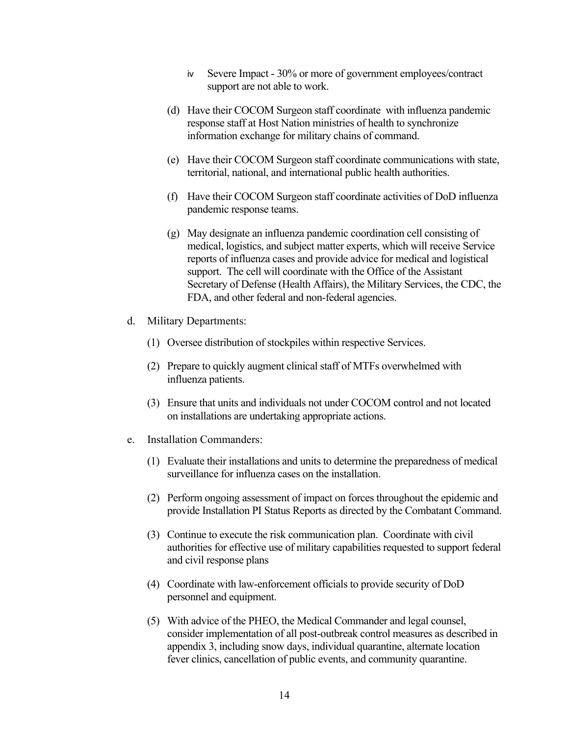iv Severe Impact - 30% or more of government employees/contract support are not able to work.

(d) Have their COCOM Surgeon staff coordinate with influenza pandemic response staff at Host Nation ministries of health to synchronize information exchange for military chains of command.

(e) Have their COCOM Surgeon staff coordinate communications with state, territorial, national, and international public health authorities.

(f) Have their COCOM Surgeon staff coordinate activities of DoD influenza pandemic response teams.

(g) May designate an influenza pandemic coordination cell consisting of medical, logistics, and subject matter experts, which will receive Service reports of influenza cases and provide advice for medical and logistical support. The cell will coordinate with the Office of the Assistant Secretary of Defense (Health Affairs), the Military Services, the CDC, the FDA, and other federal and non-federal agencies.

d. Military Departments:

(1) Oversee distribution of stockpiles within respective Services.

(2) Prepare to quickly augment clinical staff of MTFs overwhelmed with influenza patients.

(3) Ensure that units and individuals not under COCOM control and not located on installations are undertaking appropriate actions.

e. Installation Commanders:

(1) Evaluate their installations and units to determine the preparedness of medical surveillance for influenza cases on the installation.

(2) Perform ongoing assessment of impact on forces throughout the epidemic and provide Installation PI Status Reports as directed by the Combatant Command.

(3) Continue to execute the risk communication plan. Coordinate with civil authorities for effective use of military capabilities requested to support federal and civil response plans

(4) Coordinate with law-enforcement officials to provide security of DoD personnel and equipment.

(5) With advice of the PHEO, the Medical Commander and legal counsel, consider implementation of all post-outbreak control measures as described in appendix 3, including snow days, individual quarantine, alternate location fever clinics, cancellation of public events, and community quarantine.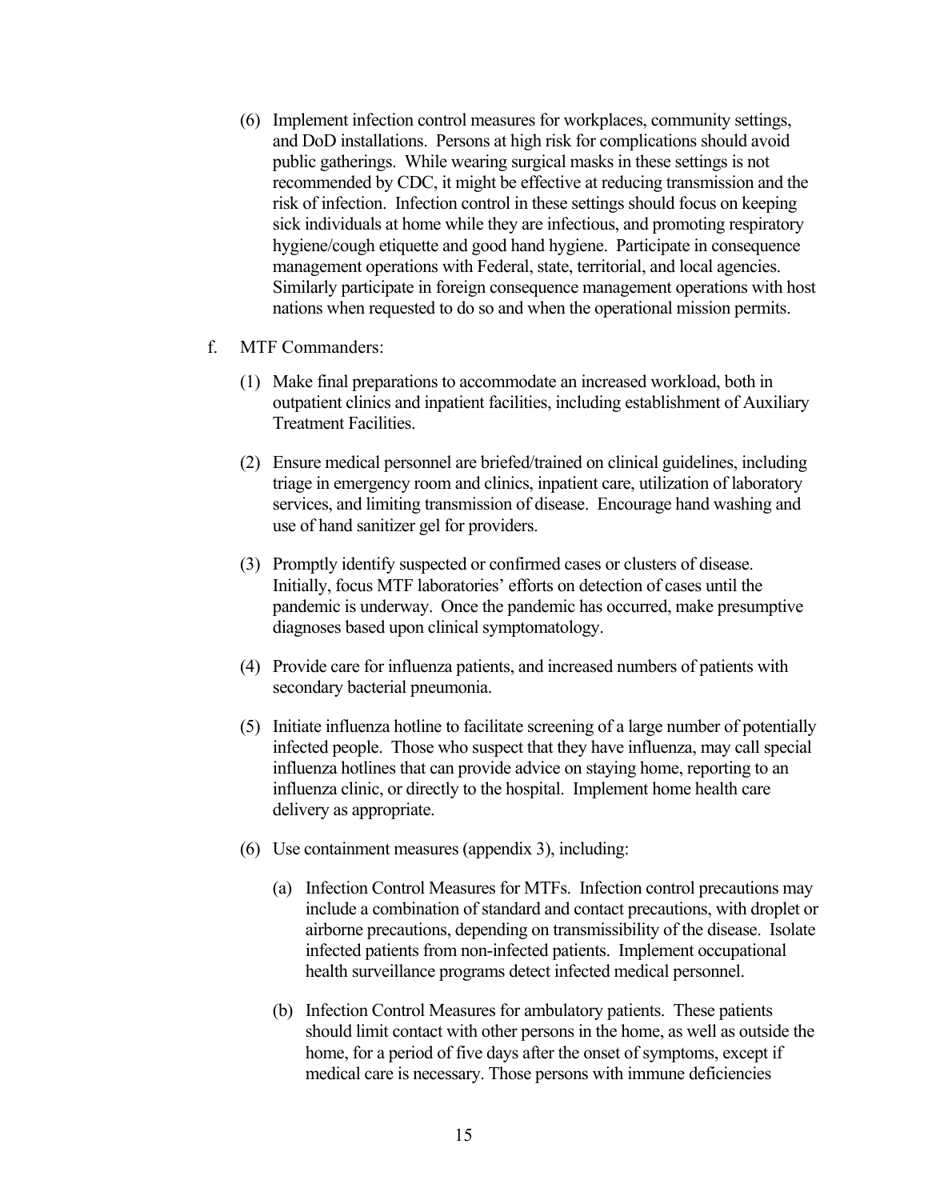(6) Implement infection control measures for workplaces, community settings, and DoD installations. Persons at high risk for complications should avoid public gatherings. While wearing surgical masks in these settings is not recommended by CDC, it might be effective at reducing transmission and the risk of infection. Infection control in these settings should focus on keeping sick individuals at home while they are infectious, and promoting respiratory hygiene/cough etiquette and good hand hygiene. Participate in consequence management operations with Federal, state, territorial, and local agencies. Similarly participate in foreign consequence management operations with host nations when requested to do so and when the operational mission permits.

f. MTF Commanders:

(1) Make final preparations to accommodate an increased workload, both in outpatient clinics and inpatient facilities, including establishment of Auxiliary Treatment Facilities.

(2) Ensure medical personnel are briefed/trained on clinical guidelines, including triage in emergency room and clinics, inpatient care, utilization of laboratory services, and limiting transmission of disease. Encourage hand washing and use of hand sanitizer gel for providers.

(3) Promptly identify suspected or confirmed cases or clusters of disease. Initially, focus MTF laboratories' efforts on detection of cases until the pandemic is underway. Once the pandemic has occurred, make presumptive diagnoses based upon clinical symptomatology.

(4) Provide care for influenza patients, and increased numbers of patients with secondary bacterial pneumonia.

(5) Initiate influenza hotline to facilitate screening of a large number of potentially infected people. Those who suspect that they have influenza, may call special influenza hotlines that can provide advice on staying home, reporting to an influenza clinic, or directly to the hospital. Implement home health care delivery as appropriate.

(6) Use containment measures (appendix 3), including:

(a) Infection Control Measures for MTFs. Infection control precautions may include a combination of standard and contact precautions, with droplet or airborne precautions, depending on transmissibility of the disease. Isolate infected patients from non-infected patients. Implement occupational health surveillance programs detect infected medical personnel.

(b) Infection Control Measures for ambulatory patients. These patients should limit contact with other persons in the home, as well as outside the home, for a period of five days after the onset of symptoms, except if medical care is necessary. Those persons with immune deficiencies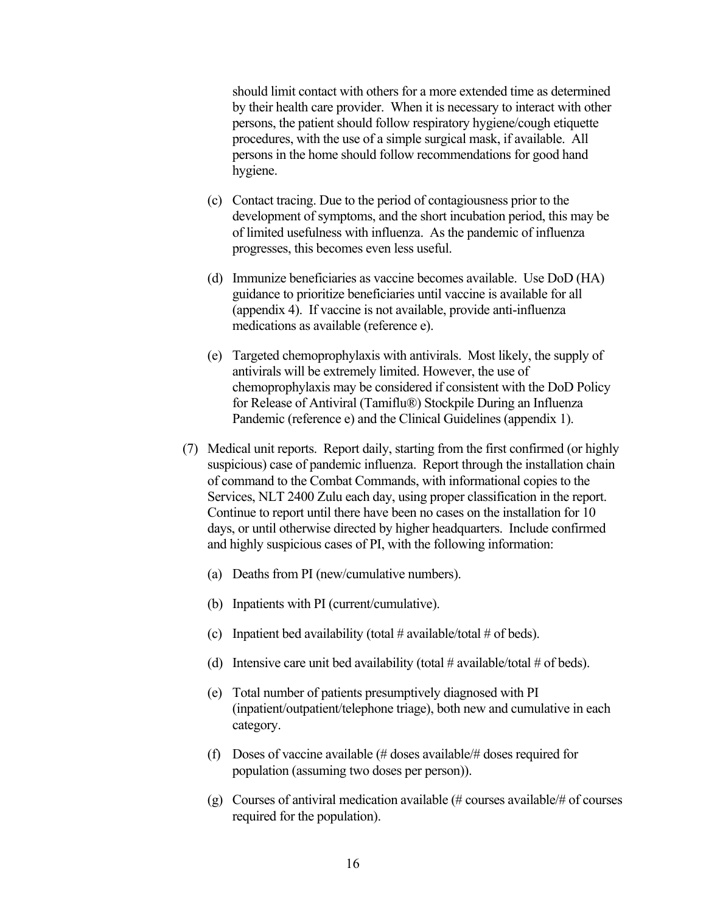should limit contact with others for a more extended time as determined by their health care provider. When it is necessary to interact with other persons, the patient should follow respiratory hygiene/cough etiquette procedures, with the use of a simple surgical mask, if available. All persons in the home should follow recommendations for good hand hygiene.

(c) Contact tracing. Due to the period of contagiousness prior to the development of symptoms, and the short incubation period, this may be of limited usefulness with influenza. As the pandemic of influenza progresses, this becomes even less useful.

(d) Immunize beneficiaries as vaccine becomes available. Use DoD (HA) guidance to prioritize beneficiaries until vaccine is available for all (appendix 4). If vaccine is not available, provide anti-influenza medications as available (reference e).

(e) Targeted chemoprophylaxis with antivirals. Most likely, the supply of antivirals will be extremely limited. However, the use of chemoprophylaxis may be considered if consistent with the DoD Policy for Release of Antiviral (Tamiflu®) Stockpile During an Influenza Pandemic (reference e) and the Clinical Guidelines (appendix 1).

(7) Medical unit reports. Report daily, starting from the first confirmed (or highly suspicious) case of pandemic influenza. Report through the installation chain of command to the Combat Commands, with informational copies to the Services, NLT 2400 Zulu each day, using proper classification in the report. Continue to report until there have been no cases on the installation for 10 days, or until otherwise directed by higher headquarters. Include confirmed and highly suspicious cases of PI, with the following information:

(a) Deaths from PI (new/cumulative numbers).

(b) Inpatients with PI (current/cumulative).

(c) Inpatient bed availability (total # available/total # of beds).

(d) Intensive care unit bed availability (total # available/total # of beds).

(e) Total number of patients presumptively diagnosed with PI (inpatient/outpatient/telephone triage), both new and cumulative in each category.

(f) Doses of vaccine available (# doses available/# doses required for population (assuming two doses per person)).

(g) Courses of antiviral medication available (# courses available/# of courses required for the population).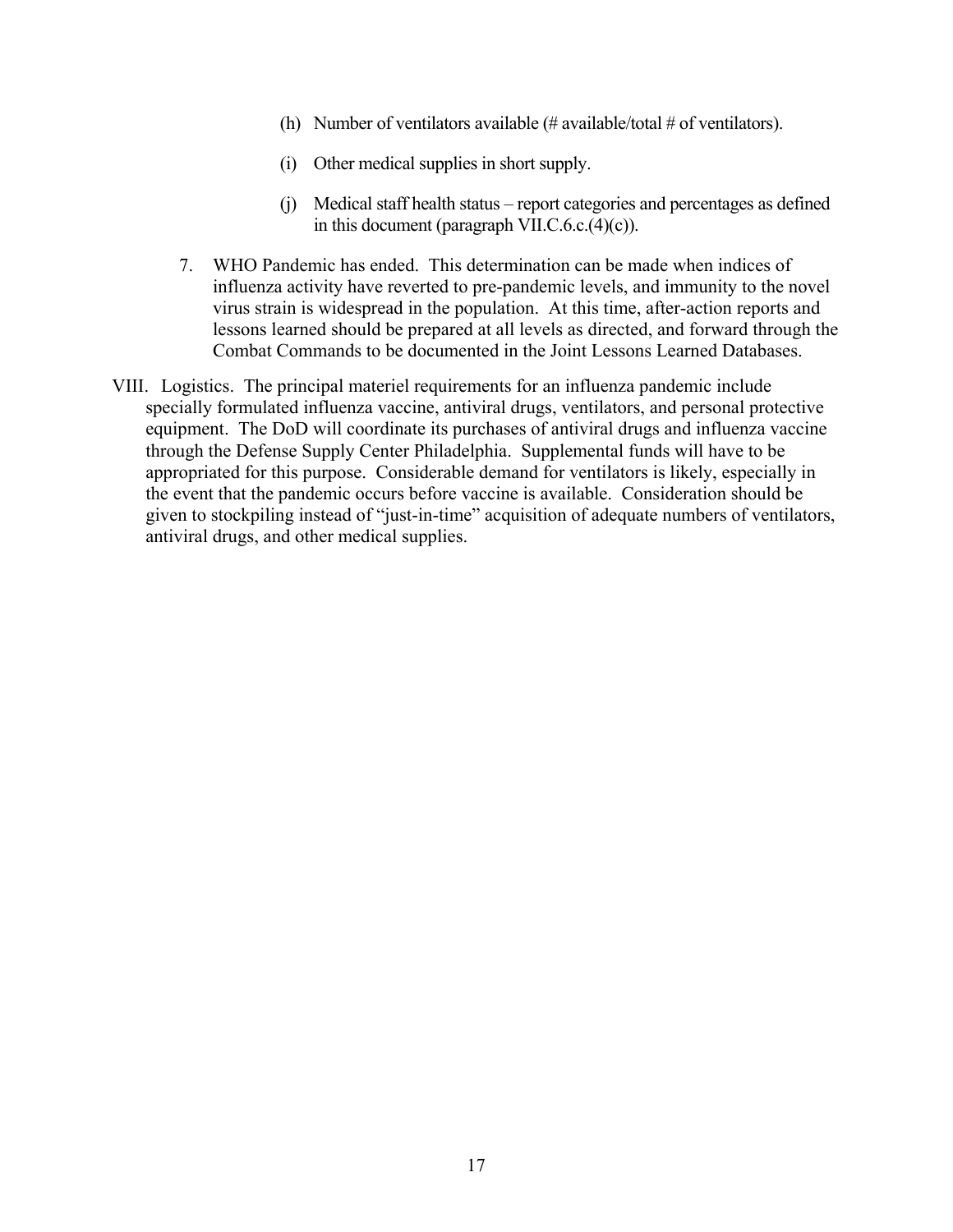(h) Number of ventilators available (# available/total # of ventilators).

(i) Other medical supplies in short supply.

(j) Medical staff health status – report categories and percentages as defined in this document (paragraph VII.C.6.c.(4)(c)).

7. WHO Pandemic has ended. This determination can be made when indices of influenza activity have reverted to pre-pandemic levels, and immunity to the novel virus strain is widespread in the population. At this time, after-action reports and lessons learned should be prepared at all levels as directed, and forward through the Combat Commands to be documented in the Joint Lessons Learned Databases.

VIII. Logistics. The principal materiel requirements for an influenza pandemic include specially formulated influenza vaccine, antiviral drugs, ventilators, and personal protective equipment. The DoD will coordinate its purchases of antiviral drugs and influenza vaccine through the Defense Supply Center Philadelphia. Supplemental funds will have to be appropriated for this purpose. Considerable demand for ventilators is likely, especially in the event that the pandemic occurs before vaccine is available. Consideration should be given to stockpiling instead of "just-in-time" acquisition of adequate numbers of ventilators, antiviral drugs, and other medical supplies.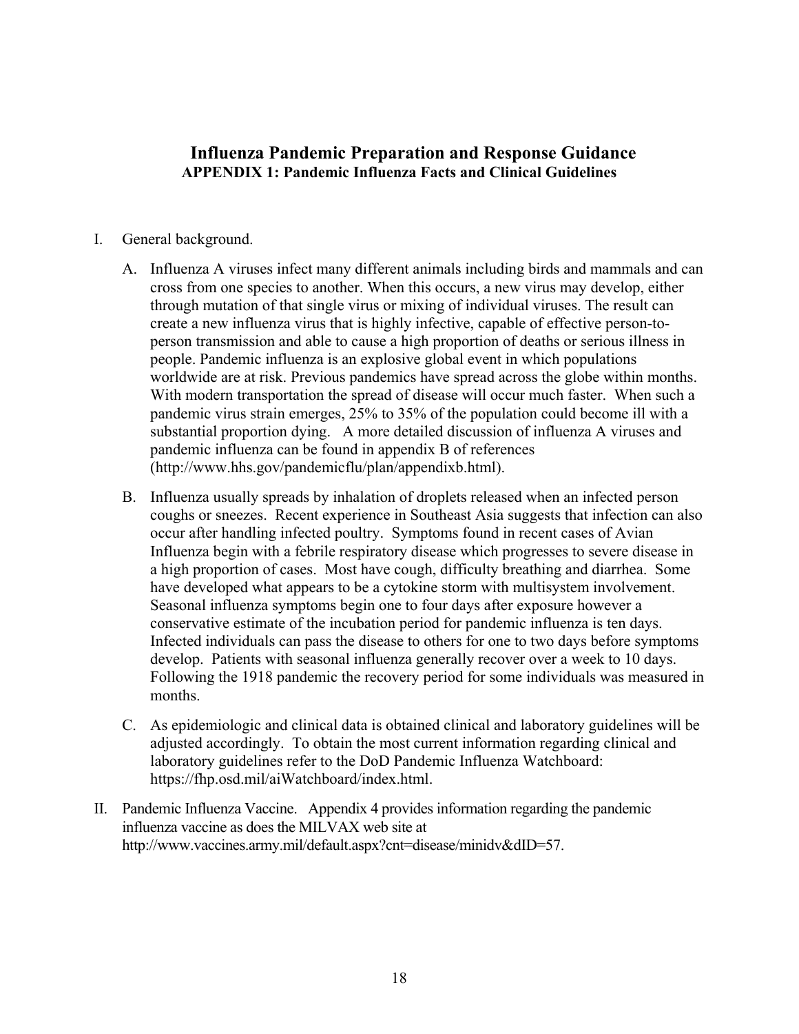# Influenza Pandemic Preparation and Response Guidance

## APPENDIX 1: Pandemic Influenza Facts and Clinical Guidelines

I. General background.

   A. Influenza A viruses infect many different animals including birds and mammals and can cross from one species to another. When this occurs, a new virus may develop, either through mutation of that single virus or mixing of individual viruses. The result can create a new influenza virus that is highly infective, capable of effective person-to-person transmission and able to cause a high proportion of deaths or serious illness in people. Pandemic influenza is an explosive global event in which populations worldwide are at risk. Previous pandemics have spread across the globe within months. With modern transportation the spread of disease will occur much faster. When such a pandemic virus strain emerges, 25% to 35% of the population could become ill with a substantial proportion dying. A more detailed discussion of influenza A viruses and pandemic influenza can be found in appendix B of references (http://www.hhs.gov/pandemicflu/plan/appendixb.html).

   B. Influenza usually spreads by inhalation of droplets released when an infected person coughs or sneezes. Recent experience in Southeast Asia suggests that infection can also occur after handling infected poultry. Symptoms found in recent cases of Avian Influenza begin with a febrile respiratory disease which progresses to severe disease in a high proportion of cases. Most have cough, difficulty breathing and diarrhea. Some have developed what appears to be a cytokine storm with multisystem involvement. Seasonal influenza symptoms begin one to four days after exposure however a conservative estimate of the incubation period for pandemic influenza is ten days. Infected individuals can pass the disease to others for one to two days before symptoms develop. Patients with seasonal influenza generally recover over a week to 10 days. Following the 1918 pandemic the recovery period for some individuals was measured in months.

   C. As epidemiologic and clinical data is obtained clinical and laboratory guidelines will be adjusted accordingly. To obtain the most current information regarding clinical and laboratory guidelines refer to the DoD Pandemic Influenza Watchboard: https://fhp.osd.mil/aiWatchboard/index.html.

II. Pandemic Influenza Vaccine. Appendix 4 provides information regarding the pandemic influenza vaccine as does the MILVAX web site at http://www.vaccines.army.mil/default.aspx?cnt=disease/minidv&dID=57.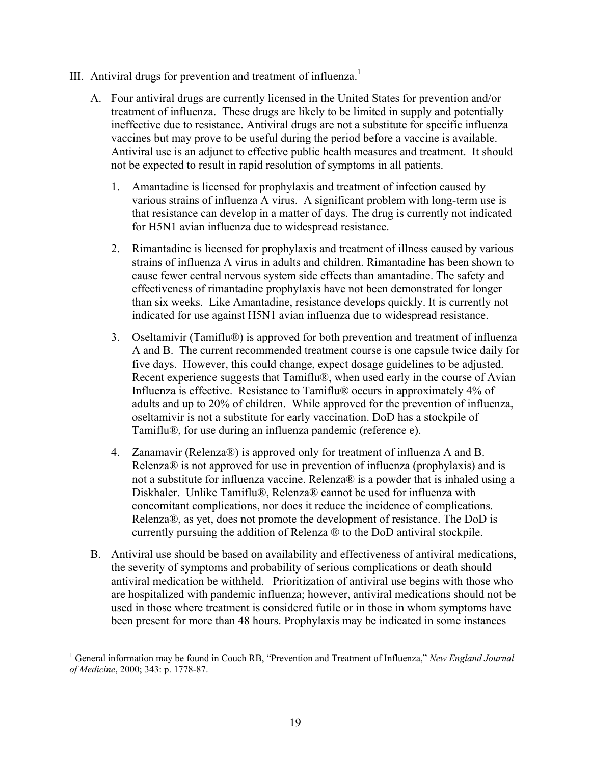III. Antiviral drugs for prevention and treatment of influenza.[1]

A. Four antiviral drugs are currently licensed in the United States for prevention and/or treatment of influenza. These drugs are likely to be limited in supply and potentially ineffective due to resistance. Antiviral drugs are not a substitute for specific influenza vaccines but may prove to be useful during the period before a vaccine is available. Antiviral use is an adjunct to effective public health measures and treatment. It should not be expected to result in rapid resolution of symptoms in all patients.

1. Amantadine is licensed for prophylaxis and treatment of infection caused by various strains of influenza A virus. A significant problem with long-term use is that resistance can develop in a matter of days. The drug is currently not indicated for H5N1 avian influenza due to widespread resistance.

2. Rimantadine is licensed for prophylaxis and treatment of illness caused by various strains of influenza A virus in adults and children. Rimantadine has been shown to cause fewer central nervous system side effects than amantadine. The safety and effectiveness of rimantadine prophylaxis have not been demonstrated for longer than six weeks. Like Amantadine, resistance develops quickly. It is currently not indicated for use against H5N1 avian influenza due to widespread resistance.

3. Oseltamivir (Tamiflu®) is approved for both prevention and treatment of influenza A and B. The current recommended treatment course is one capsule twice daily for five days. However, this could change, expect dosage guidelines to be adjusted. Recent experience suggests that Tamiflu®, when used early in the course of Avian Influenza is effective. Resistance to Tamiflu® occurs in approximately 4% of adults and up to 20% of children. While approved for the prevention of influenza, oseltamivir is not a substitute for early vaccination. DoD has a stockpile of Tamiflu®, for use during an influenza pandemic (reference e).

4. Zanamavir (Relenza®) is approved only for treatment of influenza A and B. Relenza® is not approved for use in prevention of influenza (prophylaxis) and is not a substitute for influenza vaccine. Relenza® is a powder that is inhaled using a Diskhaler. Unlike Tamiflu®, Relenza® cannot be used for influenza with concomitant complications, nor does it reduce the incidence of complications. Relenza®, as yet, does not promote the development of resistance. The DoD is currently pursuing the addition of Relenza ® to the DoD antiviral stockpile.

B. Antiviral use should be based on availability and effectiveness of antiviral medications, the severity of symptoms and probability of serious complications or death should antiviral medication be withheld. Prioritization of antiviral use begins with those who are hospitalized with pandemic influenza; however, antiviral medications should not be used in those where treatment is considered futile or in those in whom symptoms have been present for more than 48 hours. Prophylaxis may be indicated in some instances

[1] General information may be found in Couch RB, "Prevention and Treatment of Influenza," *New England Journal of Medicine*, 2000; 343: p. 1778-87.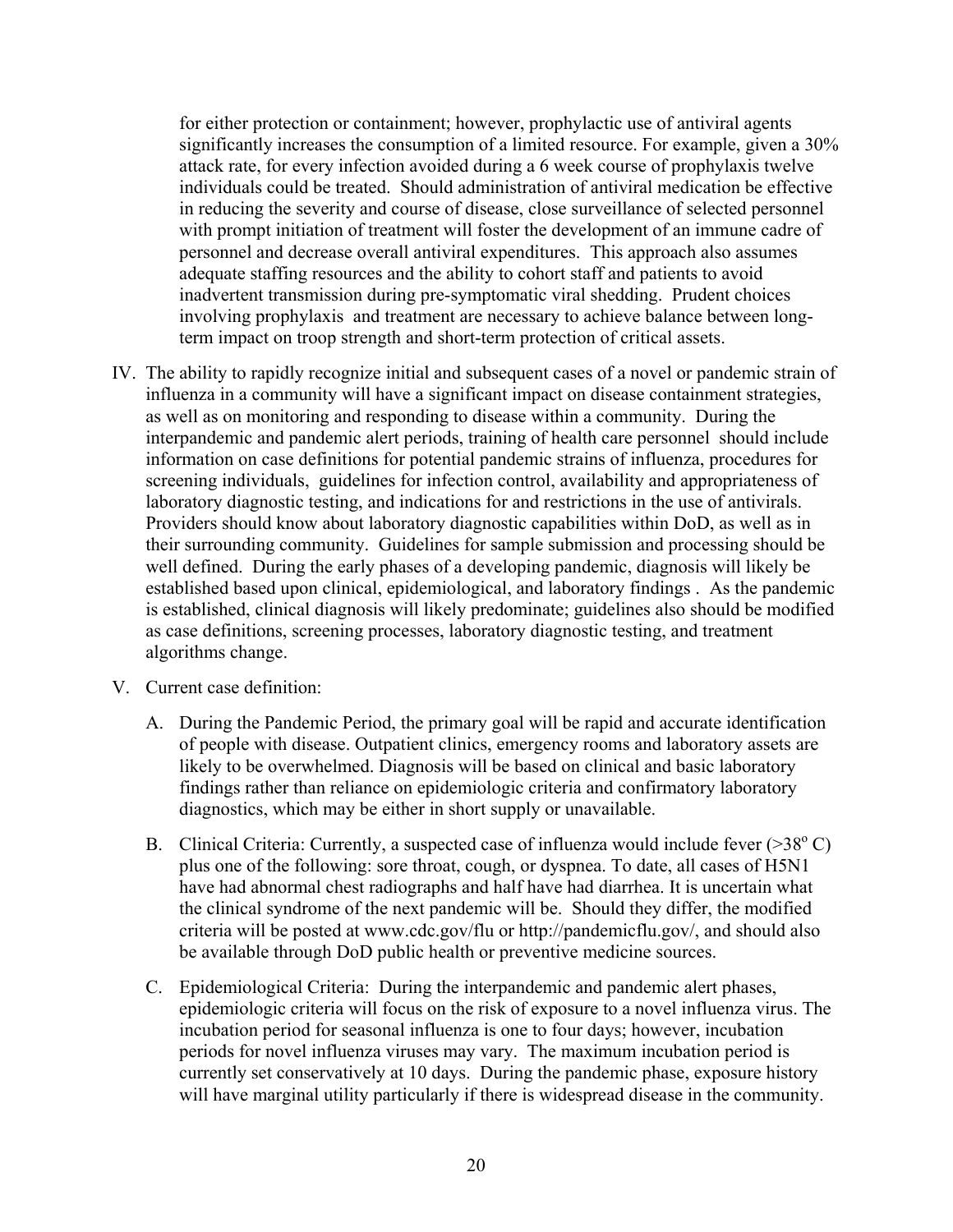for either protection or containment; however, prophylactic use of antiviral agents significantly increases the consumption of a limited resource. For example, given a 30% attack rate, for every infection avoided during a 6 week course of prophylaxis twelve individuals could be treated. Should administration of antiviral medication be effective in reducing the severity and course of disease, close surveillance of selected personnel with prompt initiation of treatment will foster the development of an immune cadre of personnel and decrease overall antiviral expenditures. This approach also assumes adequate staffing resources and the ability to cohort staff and patients to avoid inadvertent transmission during pre-symptomatic viral shedding. Prudent choices involving prophylaxis and treatment are necessary to achieve balance between long-term impact on troop strength and short-term protection of critical assets.

IV. The ability to rapidly recognize initial and subsequent cases of a novel or pandemic strain of influenza in a community will have a significant impact on disease containment strategies, as well as on monitoring and responding to disease within a community. During the interpandemic and pandemic alert periods, training of health care personnel should include information on case definitions for potential pandemic strains of influenza, procedures for screening individuals, guidelines for infection control, availability and appropriateness of laboratory diagnostic testing, and indications for and restrictions in the use of antivirals. Providers should know about laboratory diagnostic capabilities within DoD, as well as in their surrounding community. Guidelines for sample submission and processing should be well defined. During the early phases of a developing pandemic, diagnosis will likely be established based upon clinical, epidemiological, and laboratory findings . As the pandemic is established, clinical diagnosis will likely predominate; guidelines also should be modified as case definitions, screening processes, laboratory diagnostic testing, and treatment algorithms change.

V. Current case definition:

A. During the Pandemic Period, the primary goal will be rapid and accurate identification of people with disease. Outpatient clinics, emergency rooms and laboratory assets are likely to be overwhelmed. Diagnosis will be based on clinical and basic laboratory findings rather than reliance on epidemiologic criteria and confirmatory laboratory diagnostics, which may be either in short supply or unavailable.

B. Clinical Criteria: Currently, a suspected case of influenza would include fever ($>38^{o}$ C) plus one of the following: sore throat, cough, or dyspnea. To date, all cases of H5N1 have had abnormal chest radiographs and half have had diarrhea. It is uncertain what the clinical syndrome of the next pandemic will be. Should they differ, the modified criteria will be posted at www.cdc.gov/flu or http://pandemicflu.gov/, and should also be available through DoD public health or preventive medicine sources.

C. Epidemiological Criteria: During the interpandemic and pandemic alert phases, epidemiologic criteria will focus on the risk of exposure to a novel influenza virus. The incubation period for seasonal influenza is one to four days; however, incubation periods for novel influenza viruses may vary. The maximum incubation period is currently set conservatively at 10 days. During the pandemic phase, exposure history will have marginal utility particularly if there is widespread disease in the community.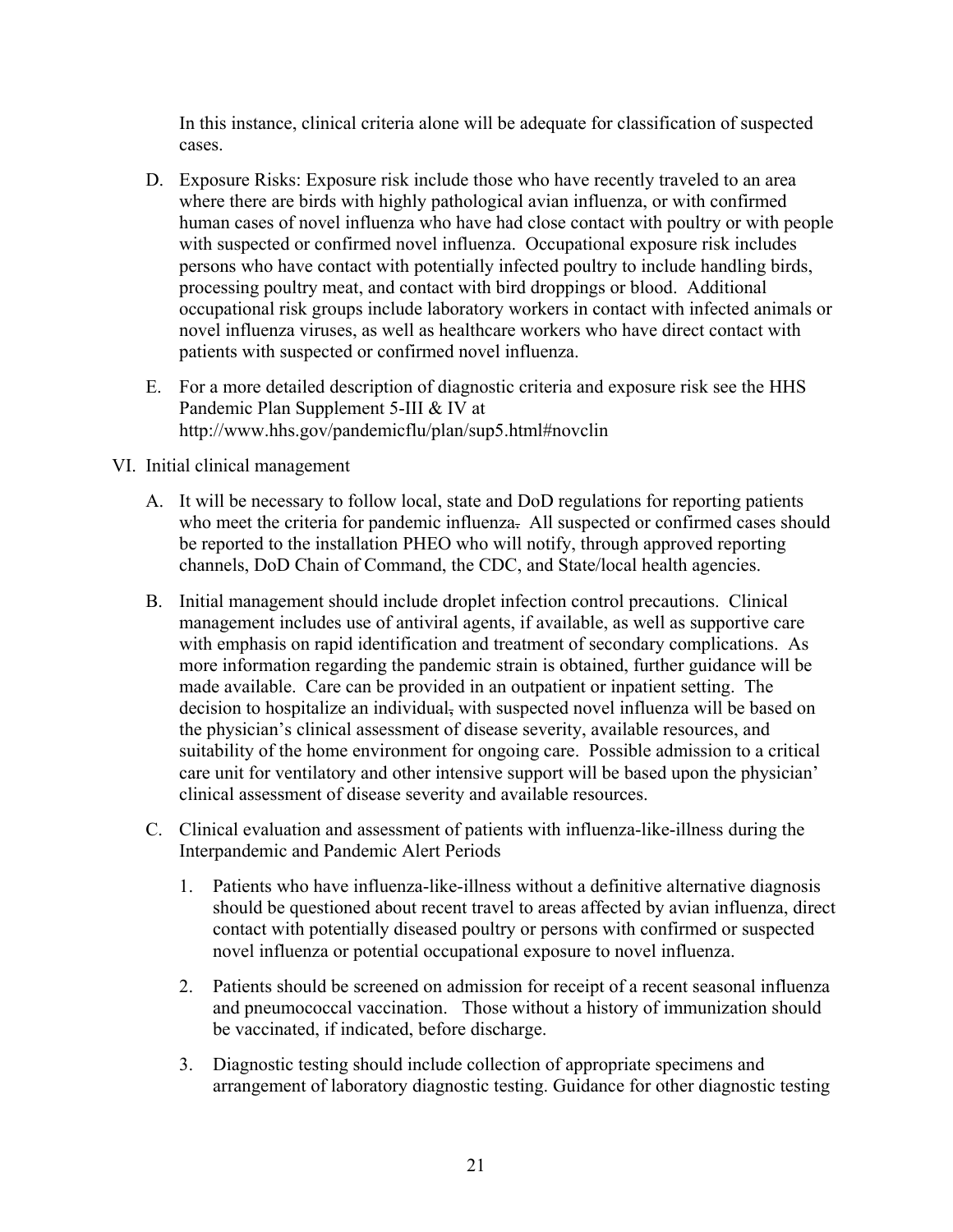In this instance, clinical criteria alone will be adequate for classification of suspected cases.

D. Exposure Risks: Exposure risk include those who have recently traveled to an area where there are birds with highly pathological avian influenza, or with confirmed human cases of novel influenza who have had close contact with poultry or with people with suspected or confirmed novel influenza. Occupational exposure risk includes persons who have contact with potentially infected poultry to include handling birds, processing poultry meat, and contact with bird droppings or blood. Additional occupational risk groups include laboratory workers in contact with infected animals or novel influenza viruses, as well as healthcare workers who have direct contact with patients with suspected or confirmed novel influenza.

E. For a more detailed description of diagnostic criteria and exposure risk see the HHS Pandemic Plan Supplement 5-III & IV at http://www.hhs.gov/pandemicflu/plan/sup5.html#novclin

VI. Initial clinical management

A. It will be necessary to follow local, state and DoD regulations for reporting patients who meet the criteria for pandemic influenza. All suspected or confirmed cases should be reported to the installation PHEO who will notify, through approved reporting channels, DoD Chain of Command, the CDC, and State/local health agencies.

B. Initial management should include droplet infection control precautions. Clinical management includes use of antiviral agents, if available, as well as supportive care with emphasis on rapid identification and treatment of secondary complications. As more information regarding the pandemic strain is obtained, further guidance will be made available. Care can be provided in an outpatient or inpatient setting. The decision to hospitalize an individual, with suspected novel influenza will be based on the physician's clinical assessment of disease severity, available resources, and suitability of the home environment for ongoing care. Possible admission to a critical care unit for ventilatory and other intensive support will be based upon the physician' clinical assessment of disease severity and available resources.

C. Clinical evaluation and assessment of patients with influenza-like-illness during the Interpandemic and Pandemic Alert Periods

1. Patients who have influenza-like-illness without a definitive alternative diagnosis should be questioned about recent travel to areas affected by avian influenza, direct contact with potentially diseased poultry or persons with confirmed or suspected novel influenza or potential occupational exposure to novel influenza.

2. Patients should be screened on admission for receipt of a recent seasonal influenza and pneumococcal vaccination. Those without a history of immunization should be vaccinated, if indicated, before discharge.

3. Diagnostic testing should include collection of appropriate specimens and arrangement of laboratory diagnostic testing. Guidance for other diagnostic testing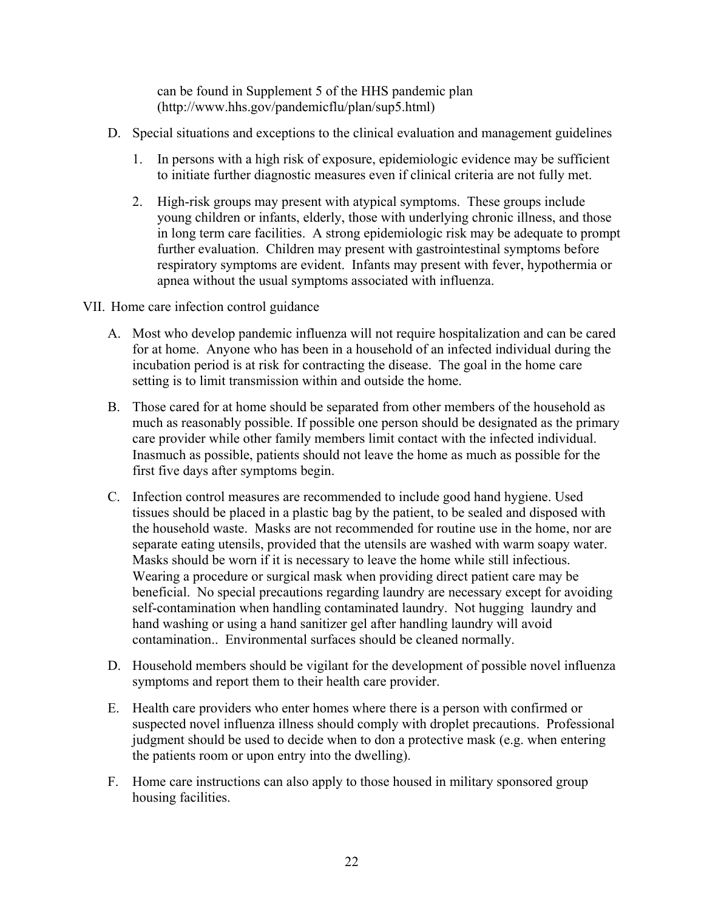can be found in Supplement 5 of the HHS pandemic plan (http://www.hhs.gov/pandemicflu/plan/sup5.html)

D. Special situations and exceptions to the clinical evaluation and management guidelines

   1. In persons with a high risk of exposure, epidemiologic evidence may be sufficient to initiate further diagnostic measures even if clinical criteria are not fully met.

   2. High-risk groups may present with atypical symptoms. These groups include young children or infants, elderly, those with underlying chronic illness, and those in long term care facilities. A strong epidemiologic risk may be adequate to prompt further evaluation. Children may present with gastrointestinal symptoms before respiratory symptoms are evident. Infants may present with fever, hypothermia or apnea without the usual symptoms associated with influenza.

VII. Home care infection control guidance

A. Most who develop pandemic influenza will not require hospitalization and can be cared for at home. Anyone who has been in a household of an infected individual during the incubation period is at risk for contracting the disease. The goal in the home care setting is to limit transmission within and outside the home.

B. Those cared for at home should be separated from other members of the household as much as reasonably possible. If possible one person should be designated as the primary care provider while other family members limit contact with the infected individual. Inasmuch as possible, patients should not leave the home as much as possible for the first five days after symptoms begin.

C. Infection control measures are recommended to include good hand hygiene. Used tissues should be placed in a plastic bag by the patient, to be sealed and disposed with the household waste. Masks are not recommended for routine use in the home, nor are separate eating utensils, provided that the utensils are washed with warm soapy water. Masks should be worn if it is necessary to leave the home while still infectious. Wearing a procedure or surgical mask when providing direct patient care may be beneficial. No special precautions regarding laundry are necessary except for avoiding self-contamination when handling contaminated laundry. Not hugging laundry and hand washing or using a hand sanitizer gel after handling laundry will avoid contamination.. Environmental surfaces should be cleaned normally.

D. Household members should be vigilant for the development of possible novel influenza symptoms and report them to their health care provider.

E. Health care providers who enter homes where there is a person with confirmed or suspected novel influenza illness should comply with droplet precautions. Professional judgment should be used to decide when to don a protective mask (e.g. when entering the patients room or upon entry into the dwelling).

F. Home care instructions can also apply to those housed in military sponsored group housing facilities.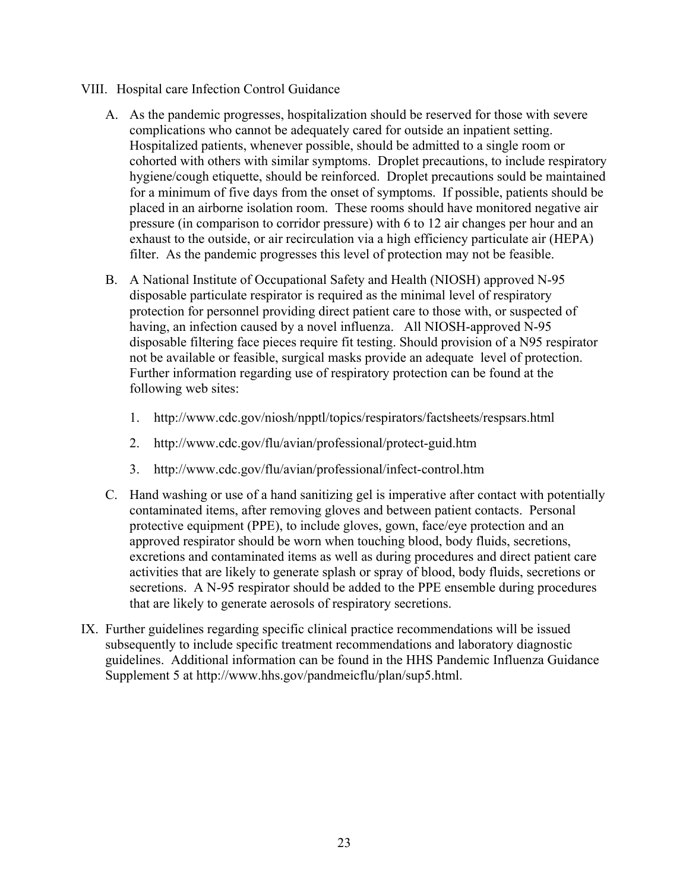VIII. Hospital care Infection Control Guidance

A. As the pandemic progresses, hospitalization should be reserved for those with severe complications who cannot be adequately cared for outside an inpatient setting. Hospitalized patients, whenever possible, should be admitted to a single room or cohorted with others with similar symptoms. Droplet precautions, to include respiratory hygiene/cough etiquette, should be reinforced. Droplet precautions sould be maintained for a minimum of five days from the onset of symptoms. If possible, patients should be placed in an airborne isolation room. These rooms should have monitored negative air pressure (in comparison to corridor pressure) with 6 to 12 air changes per hour and an exhaust to the outside, or air recirculation via a high efficiency particulate air (HEPA) filter. As the pandemic progresses this level of protection may not be feasible.

B. A National Institute of Occupational Safety and Health (NIOSH) approved N-95 disposable particulate respirator is required as the minimal level of respiratory protection for personnel providing direct patient care to those with, or suspected of having, an infection caused by a novel influenza. All NIOSH-approved N-95 disposable filtering face pieces require fit testing. Should provision of a N95 respirator not be available or feasible, surgical masks provide an adequate level of protection. Further information regarding use of respiratory protection can be found at the following web sites:

1. http://www.cdc.gov/niosh/npptl/topics/respirators/factsheets/respsars.html
2. http://www.cdc.gov/flu/avian/professional/protect-guid.htm
3. http://www.cdc.gov/flu/avian/professional/infect-control.htm

C. Hand washing or use of a hand sanitizing gel is imperative after contact with potentially contaminated items, after removing gloves and between patient contacts. Personal protective equipment (PPE), to include gloves, gown, face/eye protection and an approved respirator should be worn when touching blood, body fluids, secretions, excretions and contaminated items as well as during procedures and direct patient care activities that are likely to generate splash or spray of blood, body fluids, secretions or secretions. A N-95 respirator should be added to the PPE ensemble during procedures that are likely to generate aerosols of respiratory secretions.

IX. Further guidelines regarding specific clinical practice recommendations will be issued subsequently to include specific treatment recommendations and laboratory diagnostic guidelines. Additional information can be found in the HHS Pandemic Influenza Guidance Supplement 5 at http://www.hhs.gov/pandmeicflu/plan/sup5.html.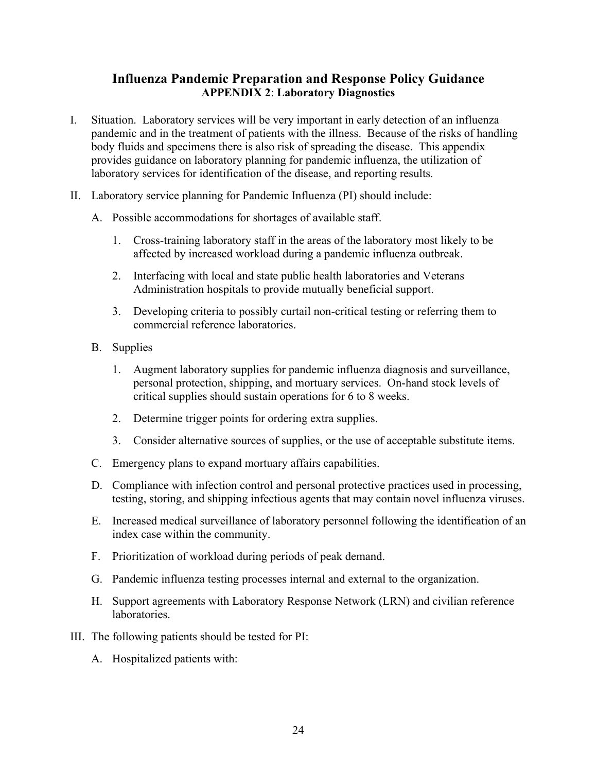# Influenza Pandemic Preparation and Response Policy Guidance

## APPENDIX 2: Laboratory Diagnostics

I. Situation. Laboratory services will be very important in early detection of an influenza pandemic and in the treatment of patients with the illness. Because of the risks of handling body fluids and specimens there is also risk of spreading the disease. This appendix provides guidance on laboratory planning for pandemic influenza, the utilization of laboratory services for identification of the disease, and reporting results.

II. Laboratory service planning for Pandemic Influenza (PI) should include:

   A. Possible accommodations for shortages of available staff.

      1. Cross-training laboratory staff in the areas of the laboratory most likely to be affected by increased workload during a pandemic influenza outbreak.

      2. Interfacing with local and state public health laboratories and Veterans Administration hospitals to provide mutually beneficial support.

      3. Developing criteria to possibly curtail non-critical testing or referring them to commercial reference laboratories.

   B. Supplies

      1. Augment laboratory supplies for pandemic influenza diagnosis and surveillance, personal protection, shipping, and mortuary services. On-hand stock levels of critical supplies should sustain operations for 6 to 8 weeks.

      2. Determine trigger points for ordering extra supplies.

      3. Consider alternative sources of supplies, or the use of acceptable substitute items.

   C. Emergency plans to expand mortuary affairs capabilities.

   D. Compliance with infection control and personal protective practices used in processing, testing, storing, and shipping infectious agents that may contain novel influenza viruses.

   E. Increased medical surveillance of laboratory personnel following the identification of an index case within the community.

   F. Prioritization of workload during periods of peak demand.

   G. Pandemic influenza testing processes internal and external to the organization.

   H. Support agreements with Laboratory Response Network (LRN) and civilian reference laboratories.

III. The following patients should be tested for PI:

   A. Hospitalized patients with: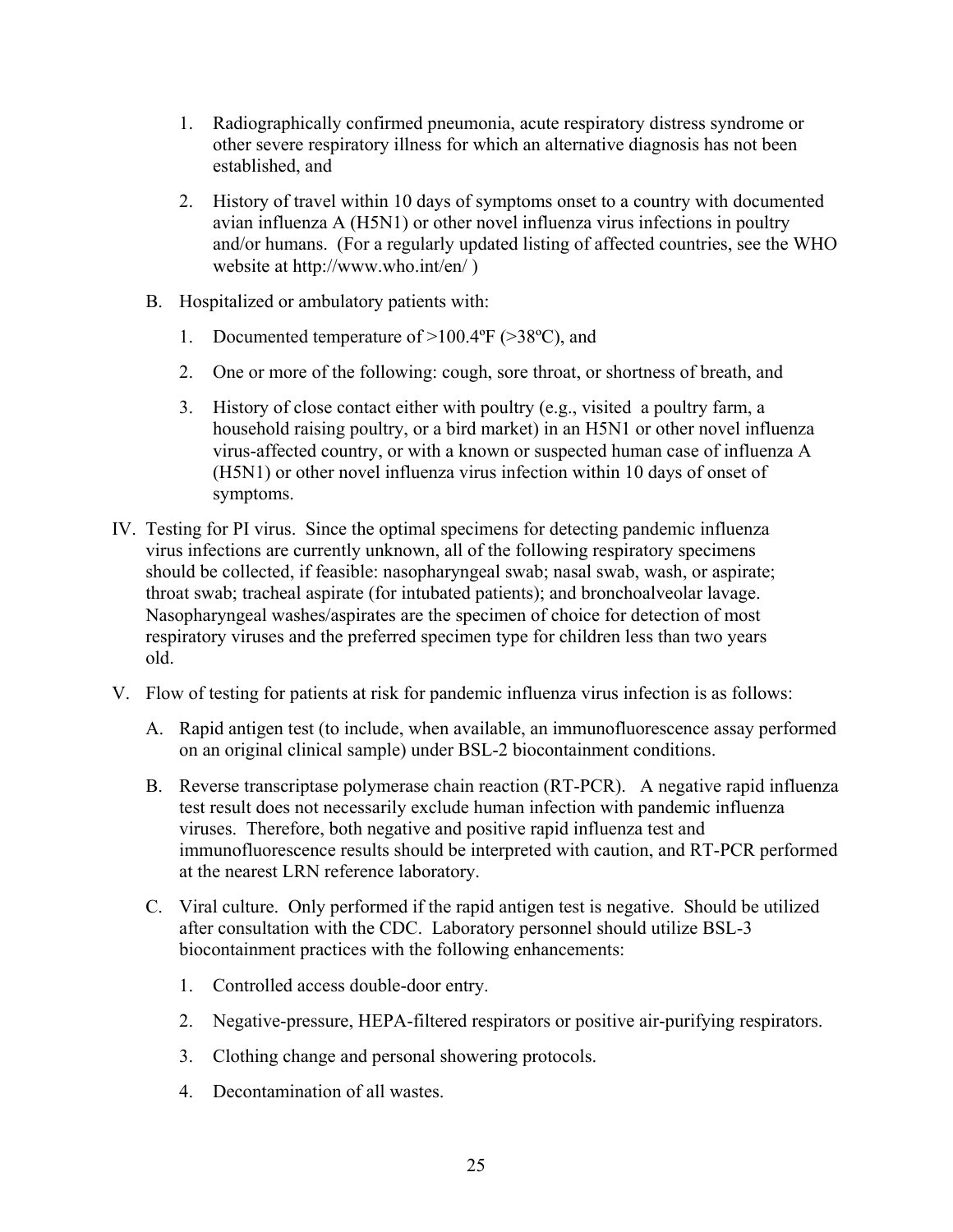1. Radiographically confirmed pneumonia, acute respiratory distress syndrome or other severe respiratory illness for which an alternative diagnosis has not been established, and

2. History of travel within 10 days of symptoms onset to a country with documented avian influenza A (H5N1) or other novel influenza virus infections in poultry and/or humans. (For a regularly updated listing of affected countries, see the WHO website at http://www.who.int/en/ )

B. Hospitalized or ambulatory patients with:

   1. Documented temperature of >100.4ºF (>38ºC), and

   2. One or more of the following: cough, sore throat, or shortness of breath, and

   3. History of close contact either with poultry (e.g., visited a poultry farm, a household raising poultry, or a bird market) in an H5N1 or other novel influenza virus-affected country, or with a known or suspected human case of influenza A (H5N1) or other novel influenza virus infection within 10 days of onset of symptoms.

IV. Testing for PI virus. Since the optimal specimens for detecting pandemic influenza virus infections are currently unknown, all of the following respiratory specimens should be collected, if feasible: nasopharyngeal swab; nasal swab, wash, or aspirate; throat swab; tracheal aspirate (for intubated patients); and bronchoalveolar lavage. Nasopharyngeal washes/aspirates are the specimen of choice for detection of most respiratory viruses and the preferred specimen type for children less than two years old.

V. Flow of testing for patients at risk for pandemic influenza virus infection is as follows:

   A. Rapid antigen test (to include, when available, an immunofluorescence assay performed on an original clinical sample) under BSL-2 biocontainment conditions.

   B. Reverse transcriptase polymerase chain reaction (RT-PCR). A negative rapid influenza test result does not necessarily exclude human infection with pandemic influenza viruses. Therefore, both negative and positive rapid influenza test and immunofluorescence results should be interpreted with caution, and RT-PCR performed at the nearest LRN reference laboratory.

   C. Viral culture. Only performed if the rapid antigen test is negative. Should be utilized after consultation with the CDC. Laboratory personnel should utilize BSL-3 biocontainment practices with the following enhancements:

      1. Controlled access double-door entry.

      2. Negative-pressure, HEPA-filtered respirators or positive air-purifying respirators.

      3. Clothing change and personal showering protocols.

      4. Decontamination of all wastes.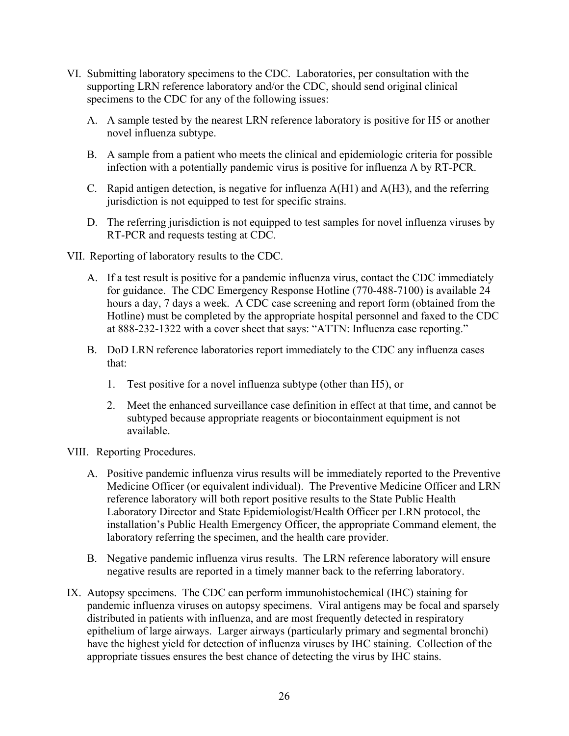VI. Submitting laboratory specimens to the CDC. Laboratories, per consultation with the supporting LRN reference laboratory and/or the CDC, should send original clinical specimens to the CDC for any of the following issues:

   A. A sample tested by the nearest LRN reference laboratory is positive for H5 or another novel influenza subtype.

   B. A sample from a patient who meets the clinical and epidemiologic criteria for possible infection with a potentially pandemic virus is positive for influenza A by RT-PCR.

   C. Rapid antigen detection, is negative for influenza A(H1) and A(H3), and the referring jurisdiction is not equipped to test for specific strains.

   D. The referring jurisdiction is not equipped to test samples for novel influenza viruses by RT-PCR and requests testing at CDC.

VII. Reporting of laboratory results to the CDC.

   A. If a test result is positive for a pandemic influenza virus, contact the CDC immediately for guidance. The CDC Emergency Response Hotline (770-488-7100) is available 24 hours a day, 7 days a week. A CDC case screening and report form (obtained from the Hotline) must be completed by the appropriate hospital personnel and faxed to the CDC at 888-232-1322 with a cover sheet that says: "ATTN: Influenza case reporting."

   B. DoD LRN reference laboratories report immediately to the CDC any influenza cases that:

      1. Test positive for a novel influenza subtype (other than H5), or

      2. Meet the enhanced surveillance case definition in effect at that time, and cannot be subtyped because appropriate reagents or biocontainment equipment is not available.

VIII. Reporting Procedures.

   A. Positive pandemic influenza virus results will be immediately reported to the Preventive Medicine Officer (or equivalent individual). The Preventive Medicine Officer and LRN reference laboratory will both report positive results to the State Public Health Laboratory Director and State Epidemiologist/Health Officer per LRN protocol, the installation's Public Health Emergency Officer, the appropriate Command element, the laboratory referring the specimen, and the health care provider.

   B. Negative pandemic influenza virus results. The LRN reference laboratory will ensure negative results are reported in a timely manner back to the referring laboratory.

IX. Autopsy specimens. The CDC can perform immunohistochemical (IHC) staining for pandemic influenza viruses on autopsy specimens. Viral antigens may be focal and sparsely distributed in patients with influenza, and are most frequently detected in respiratory epithelium of large airways. Larger airways (particularly primary and segmental bronchi) have the highest yield for detection of influenza viruses by IHC staining. Collection of the appropriate tissues ensures the best chance of detecting the virus by IHC stains.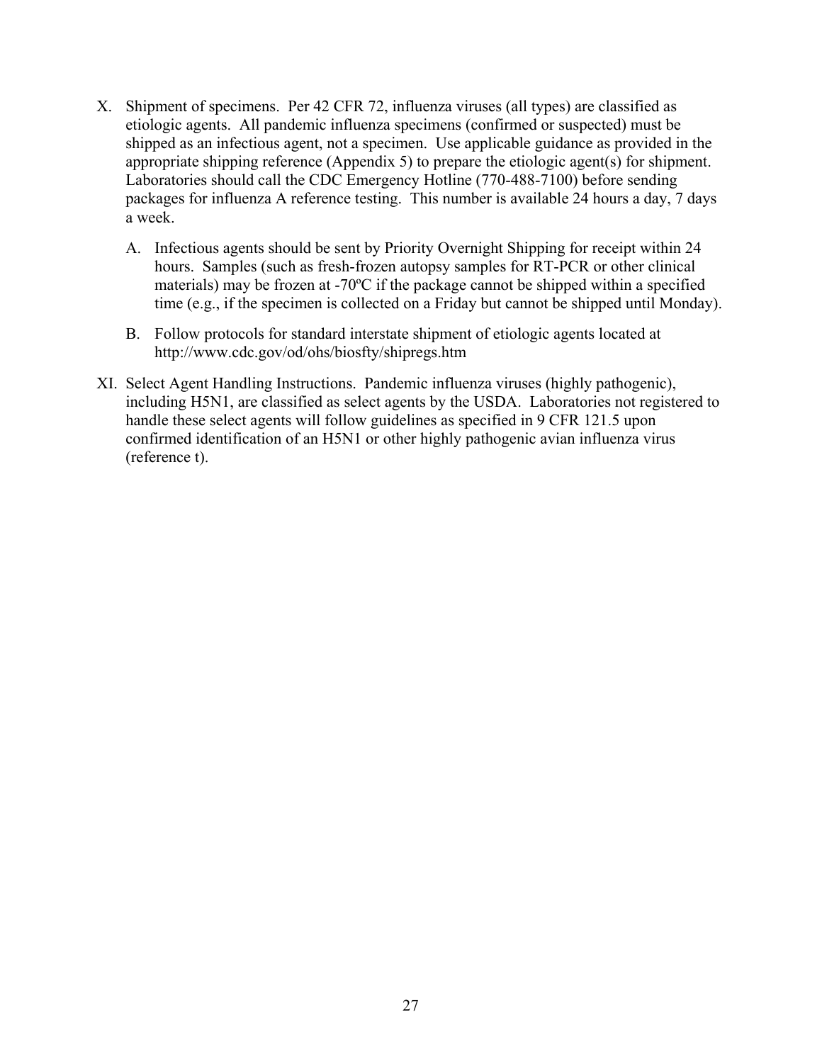X. Shipment of specimens. Per 42 CFR 72, influenza viruses (all types) are classified as etiologic agents. All pandemic influenza specimens (confirmed or suspected) must be shipped as an infectious agent, not a specimen. Use applicable guidance as provided in the appropriate shipping reference (Appendix 5) to prepare the etiologic agent(s) for shipment. Laboratories should call the CDC Emergency Hotline (770-488-7100) before sending packages for influenza A reference testing. This number is available 24 hours a day, 7 days a week.

   A. Infectious agents should be sent by Priority Overnight Shipping for receipt within 24 hours. Samples (such as fresh-frozen autopsy samples for RT-PCR or other clinical materials) may be frozen at -70ºC if the package cannot be shipped within a specified time (e.g., if the specimen is collected on a Friday but cannot be shipped until Monday).

   B. Follow protocols for standard interstate shipment of etiologic agents located at http://www.cdc.gov/od/ohs/biosfty/shipregs.htm

XI. Select Agent Handling Instructions. Pandemic influenza viruses (highly pathogenic), including H5N1, are classified as select agents by the USDA. Laboratories not registered to handle these select agents will follow guidelines as specified in 9 CFR 121.5 upon confirmed identification of an H5N1 or other highly pathogenic avian influenza virus (reference t).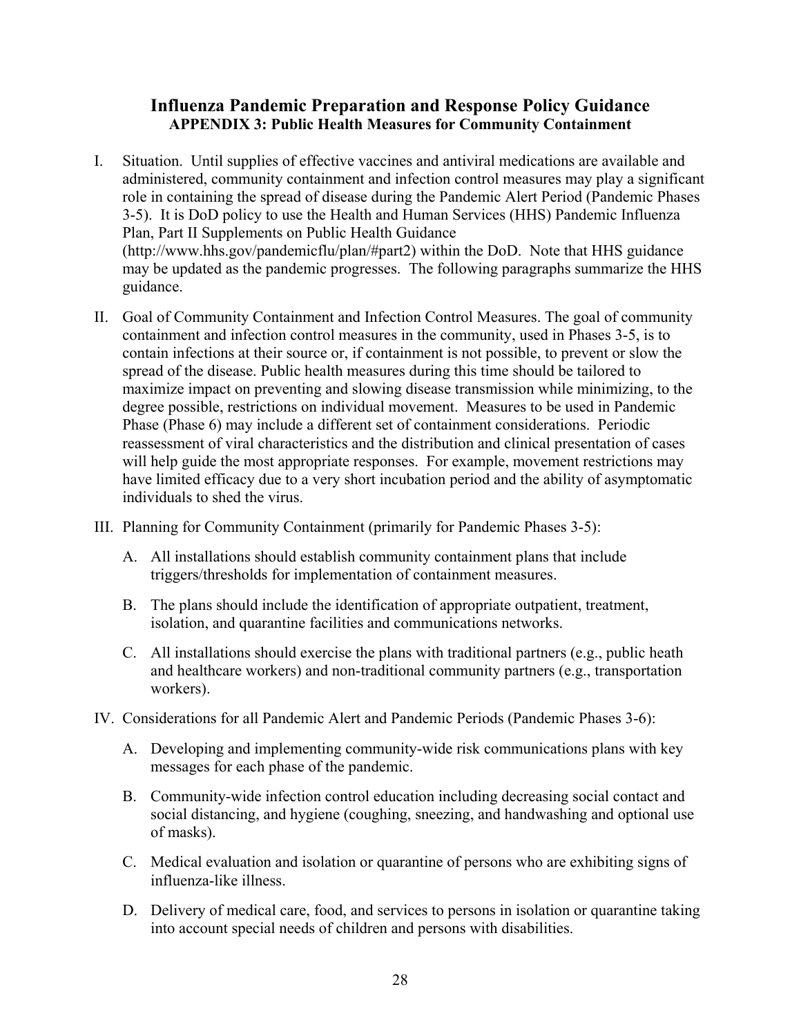## Influenza Pandemic Preparation and Response Policy Guidance

### APPENDIX 3: Public Health Measures for Community Containment

I. Situation. Until supplies of effective vaccines and antiviral medications are available and administered, community containment and infection control measures may play a significant role in containing the spread of disease during the Pandemic Alert Period (Pandemic Phases 3-5). It is DoD policy to use the Health and Human Services (HHS) Pandemic Influenza Plan, Part II Supplements on Public Health Guidance (http://www.hhs.gov/pandemicflu/plan/#part2) within the DoD. Note that HHS guidance may be updated as the pandemic progresses. The following paragraphs summarize the HHS guidance.

II. Goal of Community Containment and Infection Control Measures. The goal of community containment and infection control measures in the community, used in Phases 3-5, is to contain infections at their source or, if containment is not possible, to prevent or slow the spread of the disease. Public health measures during this time should be tailored to maximize impact on preventing and slowing disease transmission while minimizing, to the degree possible, restrictions on individual movement. Measures to be used in Pandemic Phase (Phase 6) may include a different set of containment considerations. Periodic reassessment of viral characteristics and the distribution and clinical presentation of cases will help guide the most appropriate responses. For example, movement restrictions may have limited efficacy due to a very short incubation period and the ability of asymptomatic individuals to shed the virus.

III. Planning for Community Containment (primarily for Pandemic Phases 3-5):

  A. All installations should establish community containment plans that include triggers/thresholds for implementation of containment measures.

  B. The plans should include the identification of appropriate outpatient, treatment, isolation, and quarantine facilities and communications networks.

  C. All installations should exercise the plans with traditional partners (e.g., public heath and healthcare workers) and non-traditional community partners (e.g., transportation workers).

IV. Considerations for all Pandemic Alert and Pandemic Periods (Pandemic Phases 3-6):

  A. Developing and implementing community-wide risk communications plans with key messages for each phase of the pandemic.

  B. Community-wide infection control education including decreasing social contact and social distancing, and hygiene (coughing, sneezing, and handwashing and optional use of masks).

  C. Medical evaluation and isolation or quarantine of persons who are exhibiting signs of influenza-like illness.

  D. Delivery of medical care, food, and services to persons in isolation or quarantine taking into account special needs of children and persons with disabilities.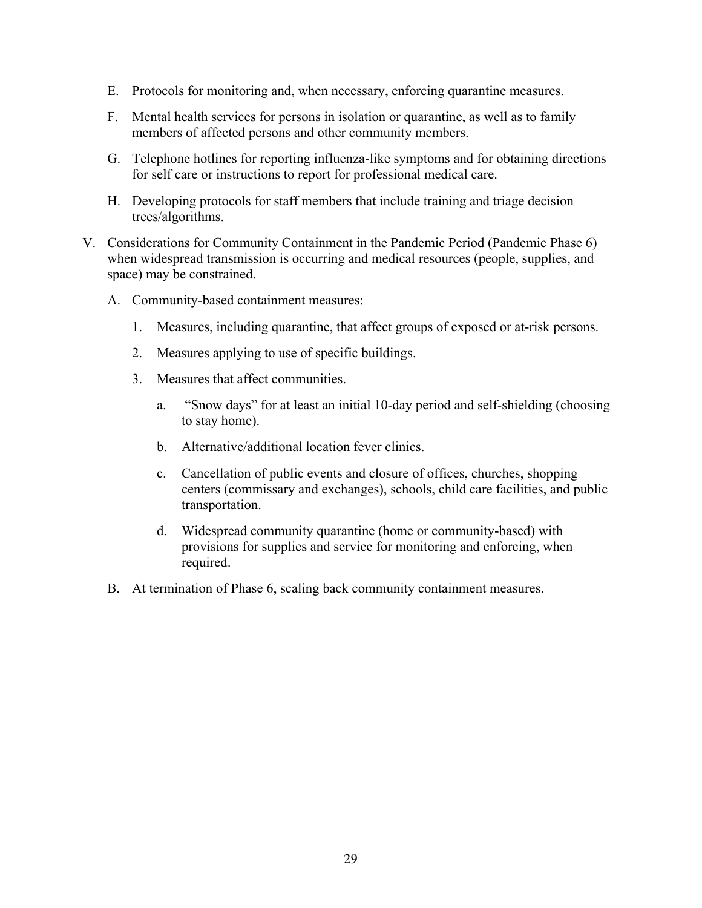E. Protocols for monitoring and, when necessary, enforcing quarantine measures.

F. Mental health services for persons in isolation or quarantine, as well as to family members of affected persons and other community members.

G. Telephone hotlines for reporting influenza-like symptoms and for obtaining directions for self care or instructions to report for professional medical care.

H. Developing protocols for staff members that include training and triage decision trees/algorithms.

V. Considerations for Community Containment in the Pandemic Period (Pandemic Phase 6) when widespread transmission is occurring and medical resources (people, supplies, and space) may be constrained.

   A. Community-based containment measures:

      1. Measures, including quarantine, that affect groups of exposed or at-risk persons.

      2. Measures applying to use of specific buildings.

      3. Measures that affect communities.

         a. "Snow days" for at least an initial 10-day period and self-shielding (choosing to stay home).

         b. Alternative/additional location fever clinics.

         c. Cancellation of public events and closure of offices, churches, shopping centers (commissary and exchanges), schools, child care facilities, and public transportation.

         d. Widespread community quarantine (home or community-based) with provisions for supplies and service for monitoring and enforcing, when required.

   B. At termination of Phase 6, scaling back community containment measures.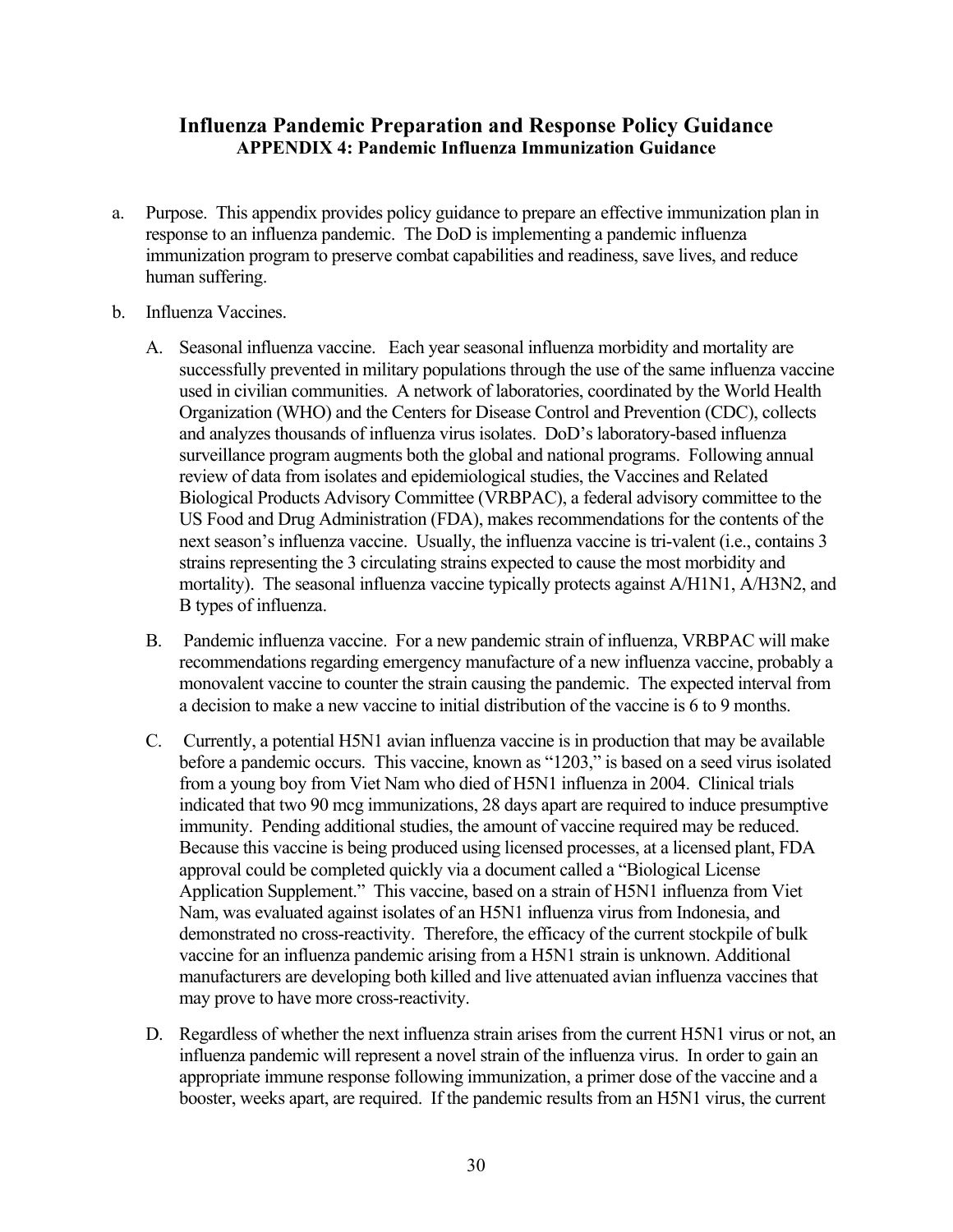## Influenza Pandemic Preparation and Response Policy Guidance

### APPENDIX 4: Pandemic Influenza Immunization Guidance

a. Purpose. This appendix provides policy guidance to prepare an effective immunization plan in response to an influenza pandemic. The DoD is implementing a pandemic influenza immunization program to preserve combat capabilities and readiness, save lives, and reduce human suffering.

b. Influenza Vaccines.

   A. Seasonal influenza vaccine. Each year seasonal influenza morbidity and mortality are successfully prevented in military populations through the use of the same influenza vaccine used in civilian communities. A network of laboratories, coordinated by the World Health Organization (WHO) and the Centers for Disease Control and Prevention (CDC), collects and analyzes thousands of influenza virus isolates. DoD's laboratory-based influenza surveillance program augments both the global and national programs. Following annual review of data from isolates and epidemiological studies, the Vaccines and Related Biological Products Advisory Committee (VRBPAC), a federal advisory committee to the US Food and Drug Administration (FDA), makes recommendations for the contents of the next season's influenza vaccine. Usually, the influenza vaccine is tri-valent (i.e., contains 3 strains representing the 3 circulating strains expected to cause the most morbidity and mortality). The seasonal influenza vaccine typically protects against A/H1N1, A/H3N2, and B types of influenza.

   B. Pandemic influenza vaccine. For a new pandemic strain of influenza, VRBPAC will make recommendations regarding emergency manufacture of a new influenza vaccine, probably a monovalent vaccine to counter the strain causing the pandemic. The expected interval from a decision to make a new vaccine to initial distribution of the vaccine is 6 to 9 months.

   C. Currently, a potential H5N1 avian influenza vaccine is in production that may be available before a pandemic occurs. This vaccine, known as "1203," is based on a seed virus isolated from a young boy from Viet Nam who died of H5N1 influenza in 2004. Clinical trials indicated that two 90 mcg immunizations, 28 days apart are required to induce presumptive immunity. Pending additional studies, the amount of vaccine required may be reduced. Because this vaccine is being produced using licensed processes, at a licensed plant, FDA approval could be completed quickly via a document called a "Biological License Application Supplement." This vaccine, based on a strain of H5N1 influenza from Viet Nam, was evaluated against isolates of an H5N1 influenza virus from Indonesia, and demonstrated no cross-reactivity. Therefore, the efficacy of the current stockpile of bulk vaccine for an influenza pandemic arising from a H5N1 strain is unknown. Additional manufacturers are developing both killed and live attenuated avian influenza vaccines that may prove to have more cross-reactivity.

   D. Regardless of whether the next influenza strain arises from the current H5N1 virus or not, an influenza pandemic will represent a novel strain of the influenza virus. In order to gain an appropriate immune response following immunization, a primer dose of the vaccine and a booster, weeks apart, are required. If the pandemic results from an H5N1 virus, the current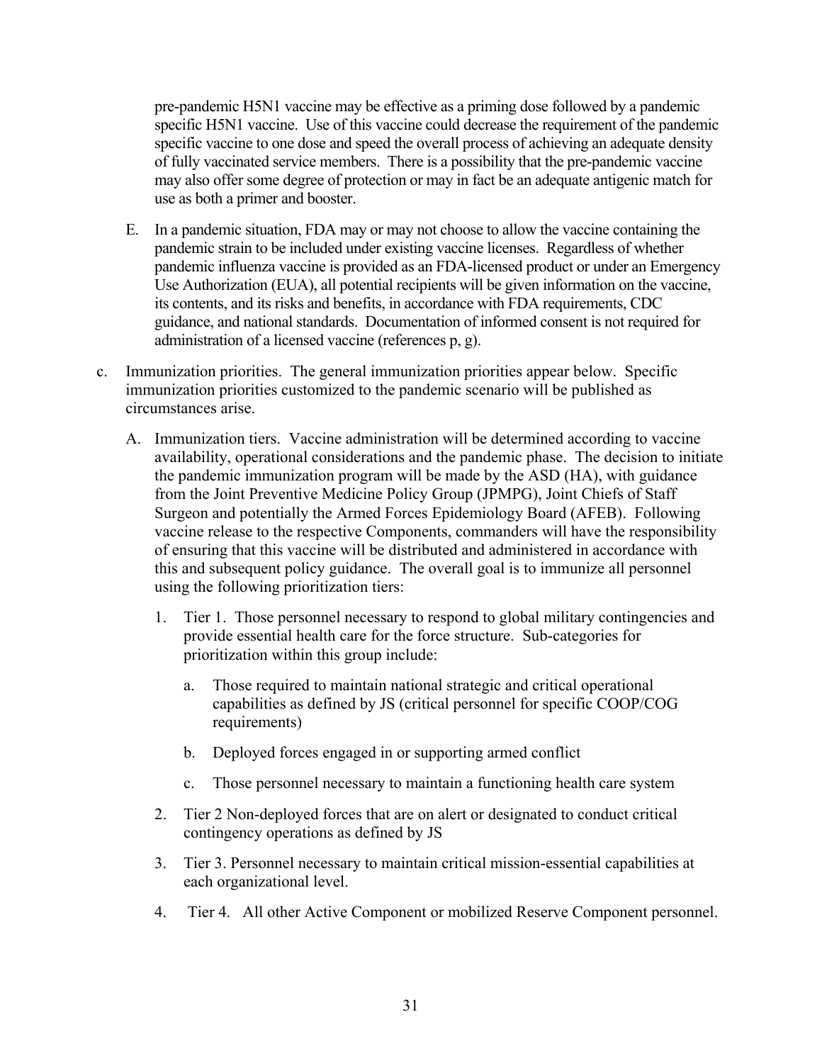pre-pandemic H5N1 vaccine may be effective as a priming dose followed by a pandemic specific H5N1 vaccine. Use of this vaccine could decrease the requirement of the pandemic specific vaccine to one dose and speed the overall process of achieving an adequate density of fully vaccinated service members. There is a possibility that the pre-pandemic vaccine may also offer some degree of protection or may in fact be an adequate antigenic match for use as both a primer and booster.

E. In a pandemic situation, FDA may or may not choose to allow the vaccine containing the pandemic strain to be included under existing vaccine licenses. Regardless of whether pandemic influenza vaccine is provided as an FDA-licensed product or under an Emergency Use Authorization (EUA), all potential recipients will be given information on the vaccine, its contents, and its risks and benefits, in accordance with FDA requirements, CDC guidance, and national standards. Documentation of informed consent is not required for administration of a licensed vaccine (references p, g).

c. Immunization priorities. The general immunization priorities appear below. Specific immunization priorities customized to the pandemic scenario will be published as circumstances arise.

   A. Immunization tiers. Vaccine administration will be determined according to vaccine availability, operational considerations and the pandemic phase. The decision to initiate the pandemic immunization program will be made by the ASD (HA), with guidance from the Joint Preventive Medicine Policy Group (JPMPG), Joint Chiefs of Staff Surgeon and potentially the Armed Forces Epidemiology Board (AFEB). Following vaccine release to the respective Components, commanders will have the responsibility of ensuring that this vaccine will be distributed and administered in accordance with this and subsequent policy guidance. The overall goal is to immunize all personnel using the following prioritization tiers:

      1. Tier 1. Those personnel necessary to respond to global military contingencies and provide essential health care for the force structure. Sub-categories for prioritization within this group include:

         a. Those required to maintain national strategic and critical operational capabilities as defined by JS (critical personnel for specific COOP/COG requirements)

         b. Deployed forces engaged in or supporting armed conflict

         c. Those personnel necessary to maintain a functioning health care system

      2. Tier 2 Non-deployed forces that are on alert or designated to conduct critical contingency operations as defined by JS

      3. Tier 3. Personnel necessary to maintain critical mission-essential capabilities at each organizational level.

      4. Tier 4. All other Active Component or mobilized Reserve Component personnel.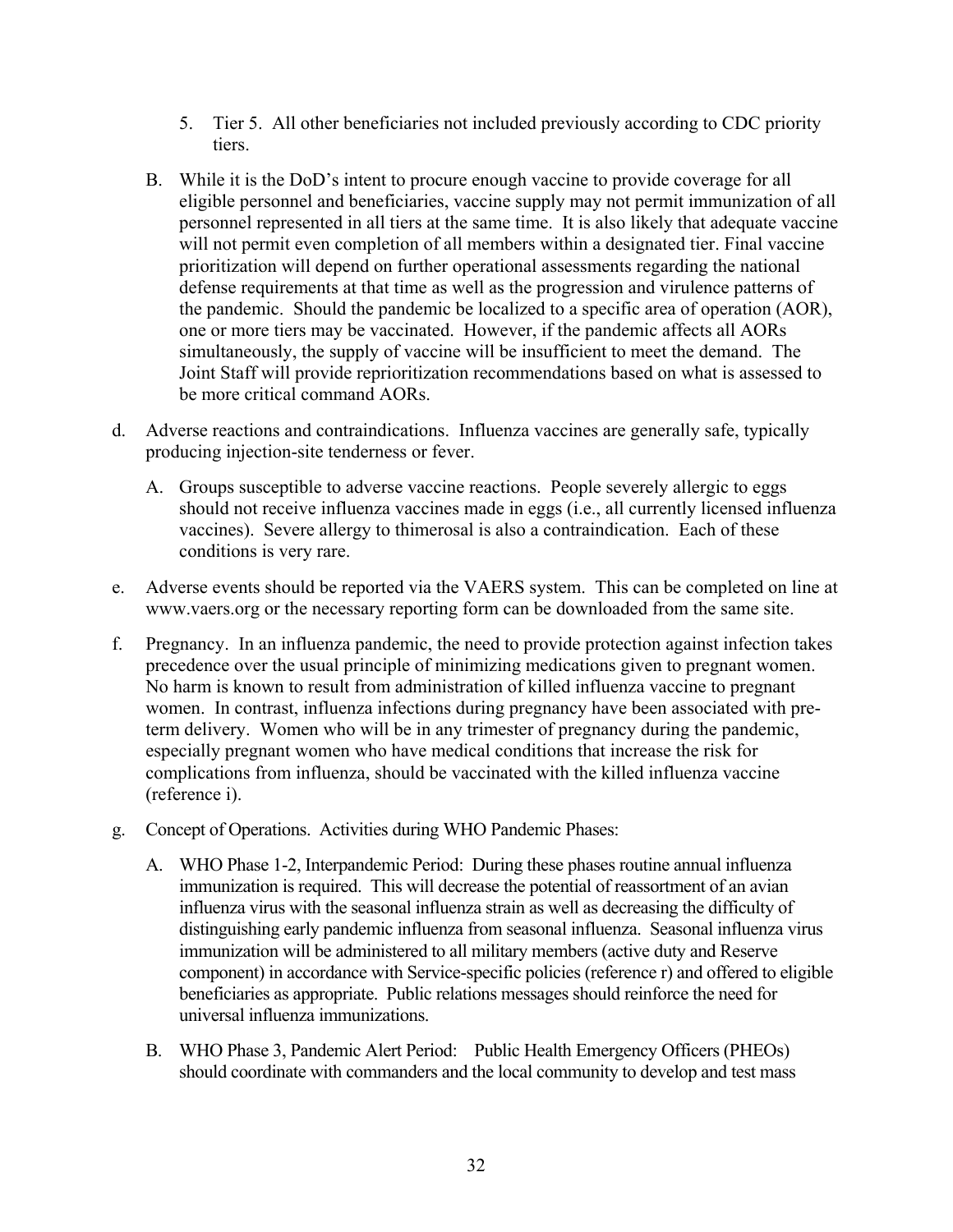5. Tier 5. All other beneficiaries not included previously according to CDC priority tiers.

B. While it is the DoD's intent to procure enough vaccine to provide coverage for all eligible personnel and beneficiaries, vaccine supply may not permit immunization of all personnel represented in all tiers at the same time. It is also likely that adequate vaccine will not permit even completion of all members within a designated tier. Final vaccine prioritization will depend on further operational assessments regarding the national defense requirements at that time as well as the progression and virulence patterns of the pandemic. Should the pandemic be localized to a specific area of operation (AOR), one or more tiers may be vaccinated. However, if the pandemic affects all AORs simultaneously, the supply of vaccine will be insufficient to meet the demand. The Joint Staff will provide reprioritization recommendations based on what is assessed to be more critical command AORs.

d. Adverse reactions and contraindications. Influenza vaccines are generally safe, typically producing injection-site tenderness or fever.

   A. Groups susceptible to adverse vaccine reactions. People severely allergic to eggs should not receive influenza vaccines made in eggs (i.e., all currently licensed influenza vaccines). Severe allergy to thimerosal is also a contraindication. Each of these conditions is very rare.

e. Adverse events should be reported via the VAERS system. This can be completed on line at www.vaers.org or the necessary reporting form can be downloaded from the same site.

f. Pregnancy. In an influenza pandemic, the need to provide protection against infection takes precedence over the usual principle of minimizing medications given to pregnant women. No harm is known to result from administration of killed influenza vaccine to pregnant women. In contrast, influenza infections during pregnancy have been associated with pre-term delivery. Women who will be in any trimester of pregnancy during the pandemic, especially pregnant women who have medical conditions that increase the risk for complications from influenza, should be vaccinated with the killed influenza vaccine (reference i).

g. Concept of Operations. Activities during WHO Pandemic Phases:

   A. WHO Phase 1-2, Interpandemic Period: During these phases routine annual influenza immunization is required. This will decrease the potential of reassortment of an avian influenza virus with the seasonal influenza strain as well as decreasing the difficulty of distinguishing early pandemic influenza from seasonal influenza. Seasonal influenza virus immunization will be administered to all military members (active duty and Reserve component) in accordance with Service-specific policies (reference r) and offered to eligible beneficiaries as appropriate. Public relations messages should reinforce the need for universal influenza immunizations.

   B. WHO Phase 3, Pandemic Alert Period: Public Health Emergency Officers (PHEOs) should coordinate with commanders and the local community to develop and test mass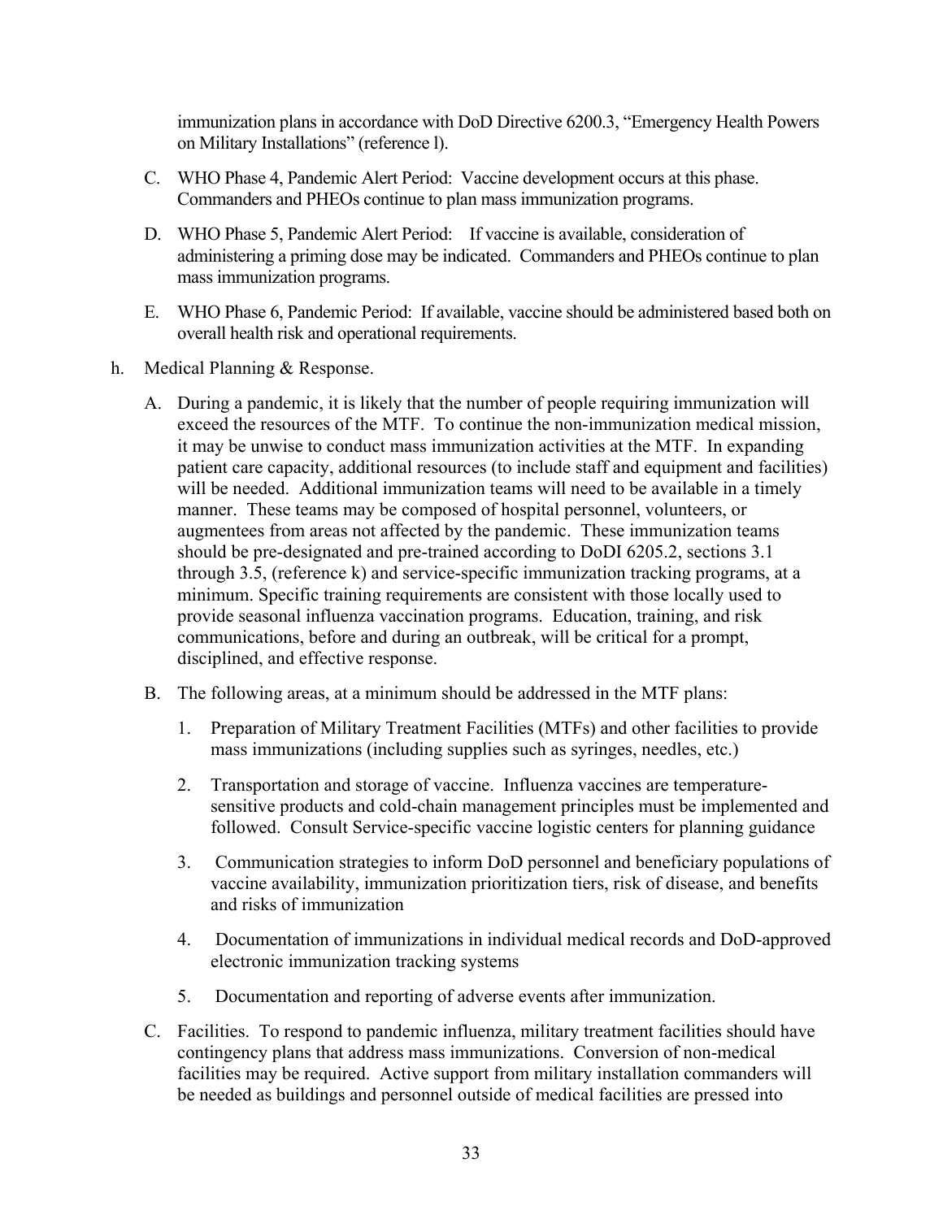immunization plans in accordance with DoD Directive 6200.3, "Emergency Health Powers on Military Installations" (reference l).

C. WHO Phase 4, Pandemic Alert Period: Vaccine development occurs at this phase. Commanders and PHEOs continue to plan mass immunization programs.

D. WHO Phase 5, Pandemic Alert Period: If vaccine is available, consideration of administering a priming dose may be indicated. Commanders and PHEOs continue to plan mass immunization programs.

E. WHO Phase 6, Pandemic Period: If available, vaccine should be administered based both on overall health risk and operational requirements.

h. Medical Planning & Response.

A. During a pandemic, it is likely that the number of people requiring immunization will exceed the resources of the MTF. To continue the non-immunization medical mission, it may be unwise to conduct mass immunization activities at the MTF. In expanding patient care capacity, additional resources (to include staff and equipment and facilities) will be needed. Additional immunization teams will need to be available in a timely manner. These teams may be composed of hospital personnel, volunteers, or augmentees from areas not affected by the pandemic. These immunization teams should be pre-designated and pre-trained according to DoDI 6205.2, sections 3.1 through 3.5, (reference k) and service-specific immunization tracking programs, at a minimum. Specific training requirements are consistent with those locally used to provide seasonal influenza vaccination programs. Education, training, and risk communications, before and during an outbreak, will be critical for a prompt, disciplined, and effective response.

B. The following areas, at a minimum should be addressed in the MTF plans:

1. Preparation of Military Treatment Facilities (MTFs) and other facilities to provide mass immunizations (including supplies such as syringes, needles, etc.)

2. Transportation and storage of vaccine. Influenza vaccines are temperature-sensitive products and cold-chain management principles must be implemented and followed. Consult Service-specific vaccine logistic centers for planning guidance

3. Communication strategies to inform DoD personnel and beneficiary populations of vaccine availability, immunization prioritization tiers, risk of disease, and benefits and risks of immunization

4. Documentation of immunizations in individual medical records and DoD-approved electronic immunization tracking systems

5. Documentation and reporting of adverse events after immunization.

C. Facilities. To respond to pandemic influenza, military treatment facilities should have contingency plans that address mass immunizations. Conversion of non-medical facilities may be required. Active support from military installation commanders will be needed as buildings and personnel outside of medical facilities are pressed into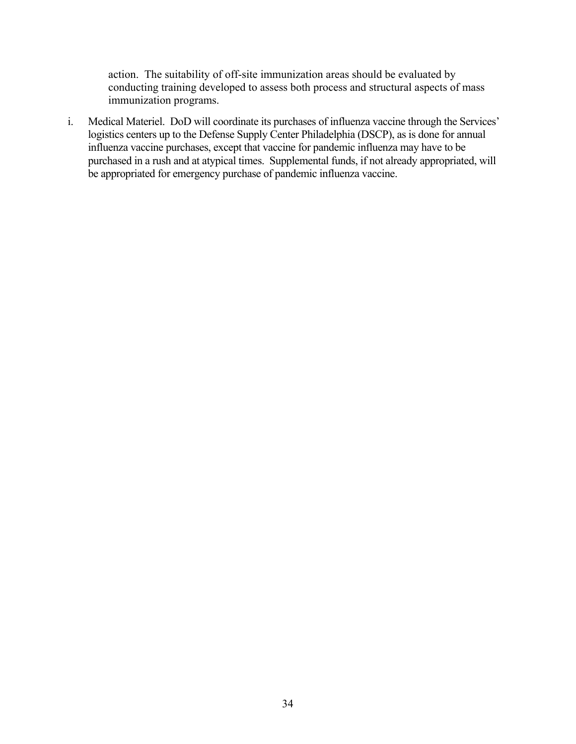action. The suitability of off-site immunization areas should be evaluated by conducting training developed to assess both process and structural aspects of mass immunization programs.

i. Medical Materiel. DoD will coordinate its purchases of influenza vaccine through the Services' logistics centers up to the Defense Supply Center Philadelphia (DSCP), as is done for annual influenza vaccine purchases, except that vaccine for pandemic influenza may have to be purchased in a rush and at atypical times. Supplemental funds, if not already appropriated, will be appropriated for emergency purchase of pandemic influenza vaccine.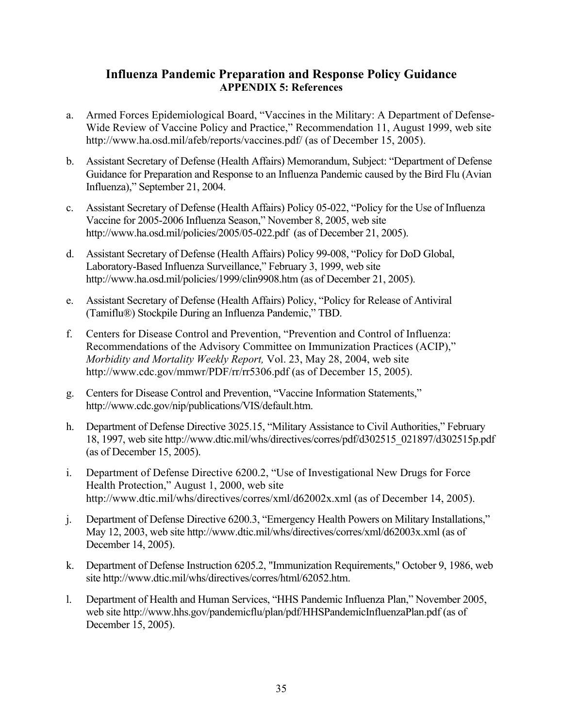## Influenza Pandemic Preparation and Response Policy Guidance
### APPENDIX 5: References

a. Armed Forces Epidemiological Board, "Vaccines in the Military: A Department of Defense-Wide Review of Vaccine Policy and Practice," Recommendation 11, August 1999, web site http://www.ha.osd.mil/afeb/reports/vaccines.pdf/ (as of December 15, 2005).

b. Assistant Secretary of Defense (Health Affairs) Memorandum, Subject: "Department of Defense Guidance for Preparation and Response to an Influenza Pandemic caused by the Bird Flu (Avian Influenza)," September 21, 2004.

c. Assistant Secretary of Defense (Health Affairs) Policy 05-022, "Policy for the Use of Influenza Vaccine for 2005-2006 Influenza Season," November 8, 2005, web site http://www.ha.osd.mil/policies/2005/05-022.pdf (as of December 21, 2005).

d. Assistant Secretary of Defense (Health Affairs) Policy 99-008, "Policy for DoD Global, Laboratory-Based Influenza Surveillance," February 3, 1999, web site http://www.ha.osd.mil/policies/1999/clin9908.htm (as of December 21, 2005).

e. Assistant Secretary of Defense (Health Affairs) Policy, "Policy for Release of Antiviral (Tamiflu®) Stockpile During an Influenza Pandemic," TBD.

f. Centers for Disease Control and Prevention, "Prevention and Control of Influenza: Recommendations of the Advisory Committee on Immunization Practices (ACIP)," *Morbidity and Mortality Weekly Report,* Vol. 23, May 28, 2004, web site http://www.cdc.gov/mmwr/PDF/rr/rr5306.pdf (as of December 15, 2005).

g. Centers for Disease Control and Prevention, "Vaccine Information Statements," http://www.cdc.gov/nip/publications/VIS/default.htm.

h. Department of Defense Directive 3025.15, "Military Assistance to Civil Authorities," February 18, 1997, web site http://www.dtic.mil/whs/directives/corres/pdf/d302515_021897/d302515p.pdf (as of December 15, 2005).

i. Department of Defense Directive 6200.2, "Use of Investigational New Drugs for Force Health Protection," August 1, 2000, web site http://www.dtic.mil/whs/directives/corres/xml/d62002x.xml (as of December 14, 2005).

j. Department of Defense Directive 6200.3, "Emergency Health Powers on Military Installations," May 12, 2003, web site http://www.dtic.mil/whs/directives/corres/xml/d62003x.xml (as of December 14, 2005).

k. Department of Defense Instruction 6205.2, "Immunization Requirements," October 9, 1986, web site http://www.dtic.mil/whs/directives/corres/html/62052.htm.

l. Department of Health and Human Services, "HHS Pandemic Influenza Plan," November 2005, web site http://www.hhs.gov/pandemicflu/plan/pdf/HHSPandemicInfluenzaPlan.pdf (as of December 15, 2005).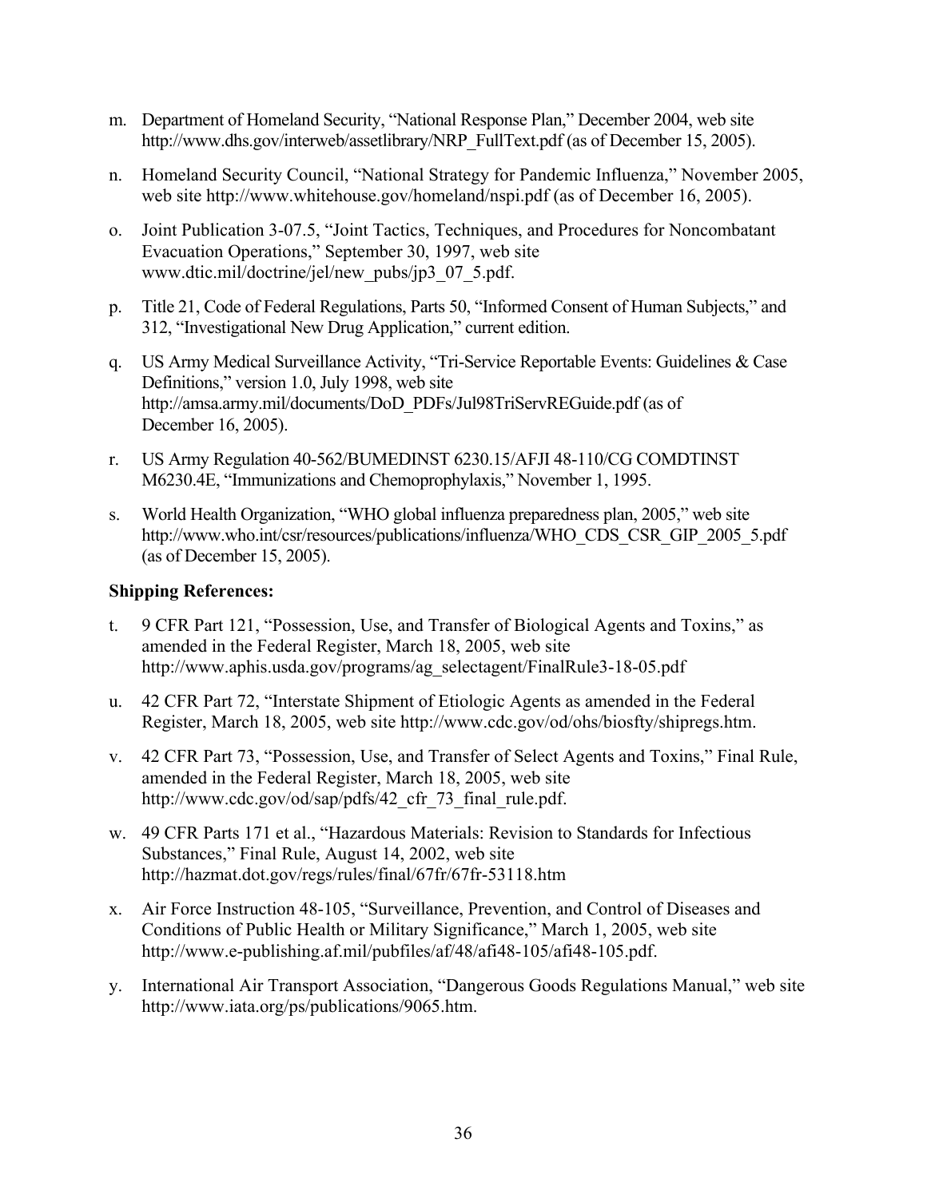m. Department of Homeland Security, "National Response Plan," December 2004, web site http://www.dhs.gov/interweb/assetlibrary/NRP_FullText.pdf (as of December 15, 2005).

n. Homeland Security Council, "National Strategy for Pandemic Influenza," November 2005, web site http://www.whitehouse.gov/homeland/nspi.pdf (as of December 16, 2005).

o. Joint Publication 3-07.5, "Joint Tactics, Techniques, and Procedures for Noncombatant Evacuation Operations," September 30, 1997, web site www.dtic.mil/doctrine/jel/new_pubs/jp3_07_5.pdf.

p. Title 21, Code of Federal Regulations, Parts 50, "Informed Consent of Human Subjects," and 312, "Investigational New Drug Application," current edition.

q. US Army Medical Surveillance Activity, "Tri-Service Reportable Events: Guidelines & Case Definitions," version 1.0, July 1998, web site http://amsa.army.mil/documents/DoD_PDFs/Jul98TriServREGuide.pdf (as of December 16, 2005).

r. US Army Regulation 40-562/BUMEDINST 6230.15/AFJI 48-110/CG COMDTINST M6230.4E, "Immunizations and Chemoprophylaxis," November 1, 1995.

s. World Health Organization, "WHO global influenza preparedness plan, 2005," web site http://www.who.int/csr/resources/publications/influenza/WHO_CDS_CSR_GIP_2005_5.pdf (as of December 15, 2005).

**Shipping References:**

t. 9 CFR Part 121, "Possession, Use, and Transfer of Biological Agents and Toxins," as amended in the Federal Register, March 18, 2005, web site http://www.aphis.usda.gov/programs/ag_selectagent/FinalRule3-18-05.pdf

u. 42 CFR Part 72, "Interstate Shipment of Etiologic Agents as amended in the Federal Register, March 18, 2005, web site http://www.cdc.gov/od/ohs/biosfty/shipregs.htm.

v. 42 CFR Part 73, "Possession, Use, and Transfer of Select Agents and Toxins," Final Rule, amended in the Federal Register, March 18, 2005, web site http://www.cdc.gov/od/sap/pdfs/42_cfr_73_final_rule.pdf.

w. 49 CFR Parts 171 et al., "Hazardous Materials: Revision to Standards for Infectious Substances," Final Rule, August 14, 2002, web site http://hazmat.dot.gov/regs/rules/final/67fr/67fr-53118.htm

x. Air Force Instruction 48-105, "Surveillance, Prevention, and Control of Diseases and Conditions of Public Health or Military Significance," March 1, 2005, web site http://www.e-publishing.af.mil/pubfiles/af/48/afi48-105/afi48-105.pdf.

y. International Air Transport Association, "Dangerous Goods Regulations Manual," web site http://www.iata.org/ps/publications/9065.htm.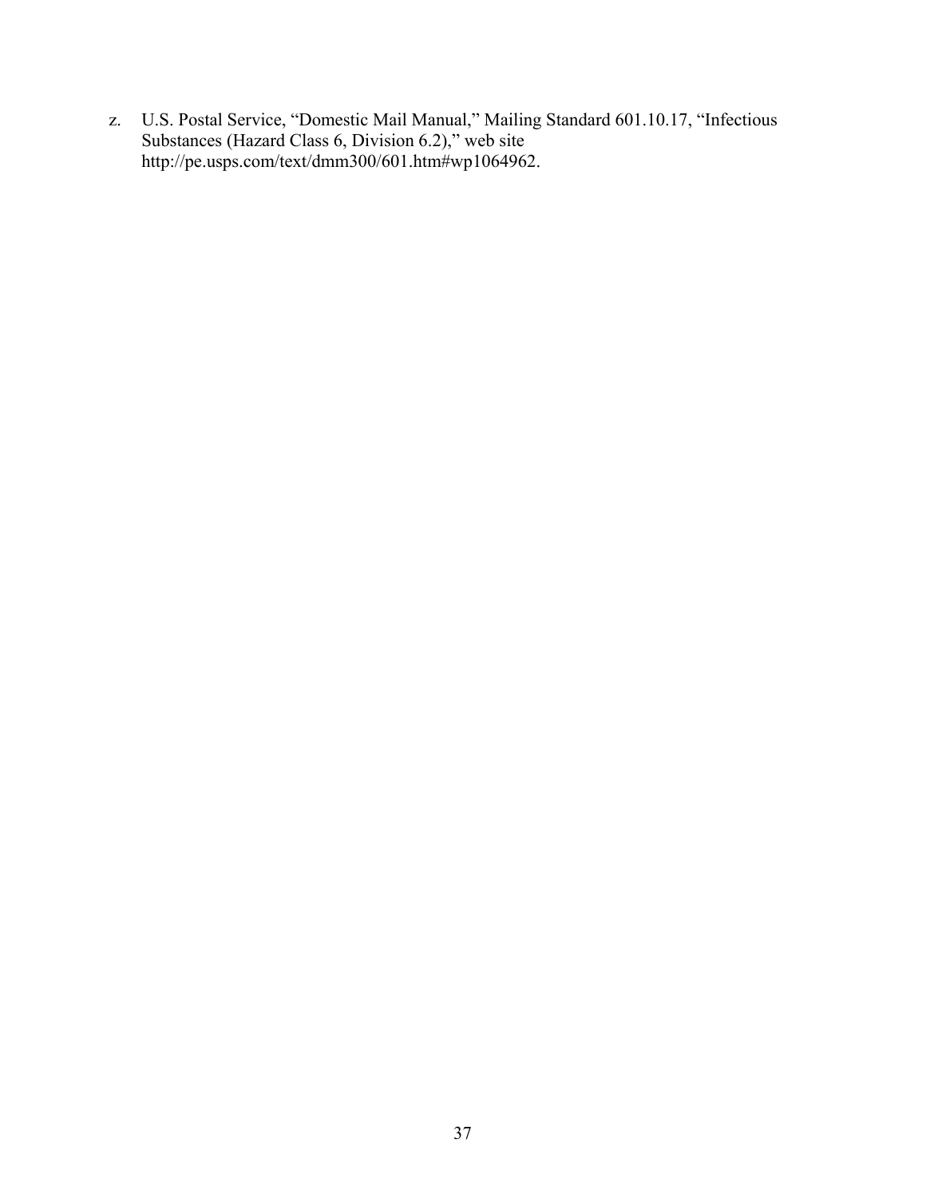z. U.S. Postal Service, “Domestic Mail Manual,” Mailing Standard 601.10.17, “Infectious Substances (Hazard Class 6, Division 6.2),” web site http://pe.usps.com/text/dmm300/601.htm#wp1064962.